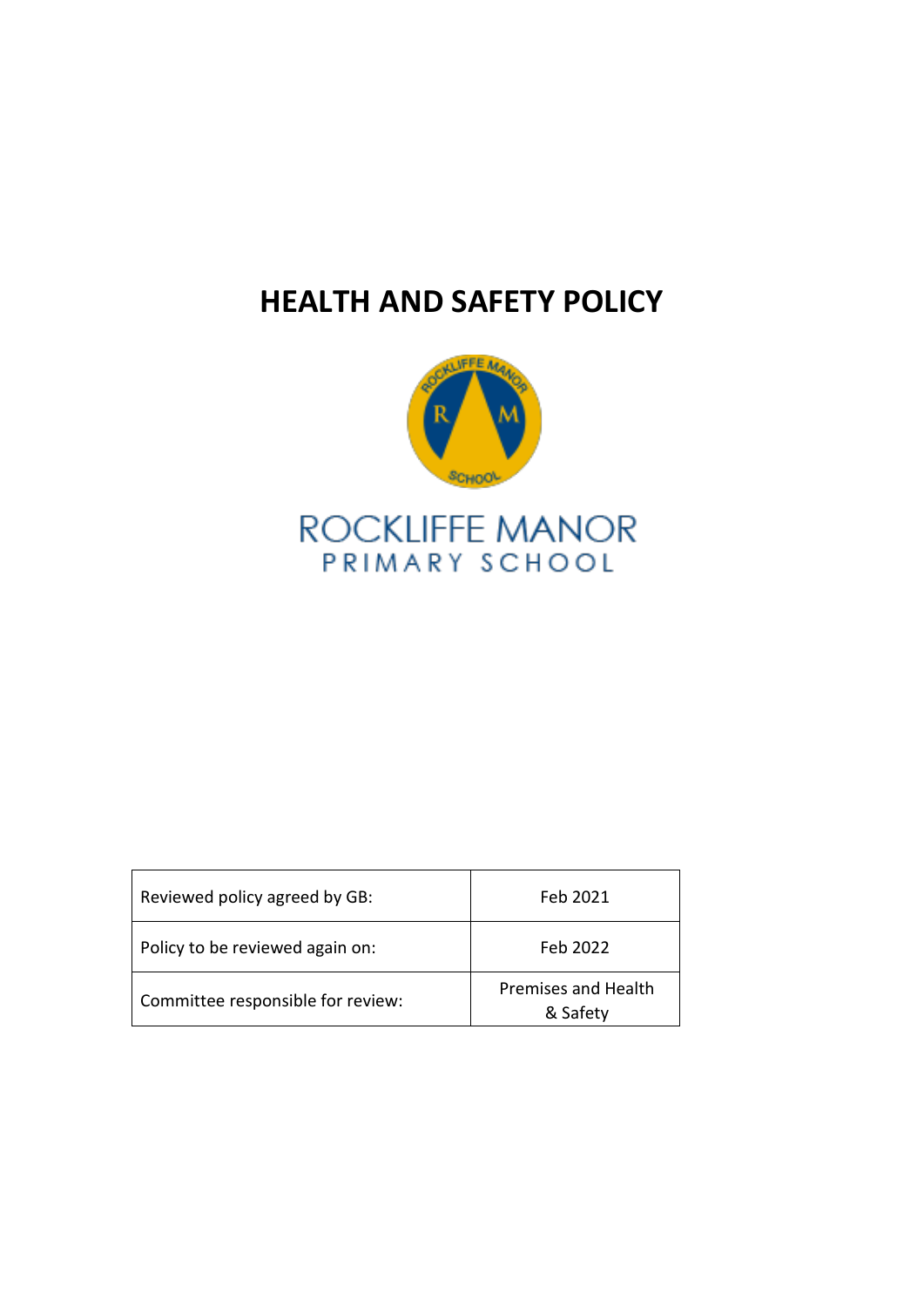# HEALTH AND SAFETY POLICY

ROCKLIFFE MANOR
PRIMARY SCHOOL

| Reviewed policy agreed by GB: | Feb 2021 |
|---|---|
| Policy to be reviewed again on: | Feb 2022 |
| Committee responsible for review: | Premises and Health & Safety |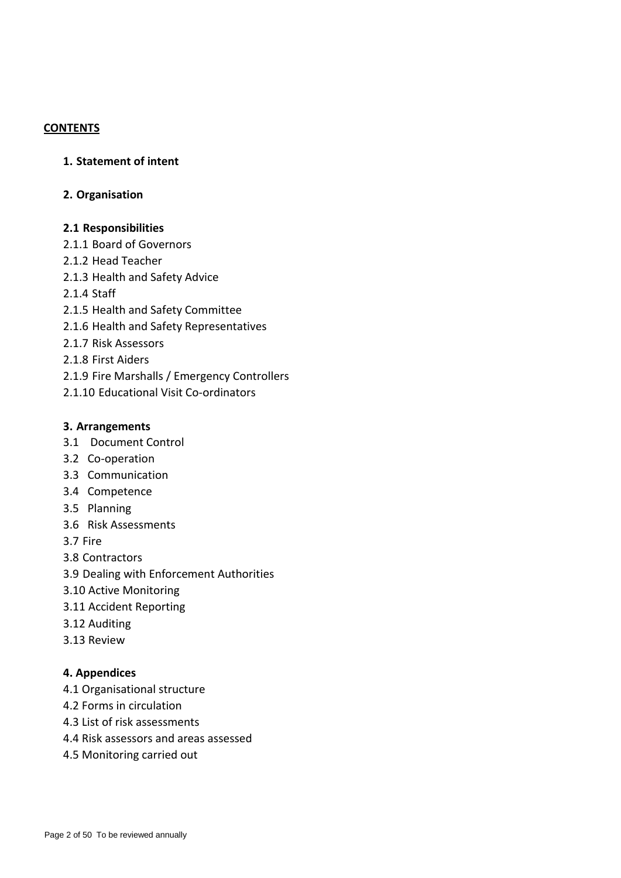**CONTENTS**

**1. Statement of intent**

**2. Organisation**

**2.1 Responsibilities**

2.1.1 Board of Governors
2.1.2 Head Teacher
2.1.3 Health and Safety Advice
2.1.4 Staff
2.1.5 Health and Safety Committee
2.1.6 Health and Safety Representatives
2.1.7 Risk Assessors
2.1.8 First Aiders
2.1.9 Fire Marshalls / Emergency Controllers
2.1.10 Educational Visit Co-ordinators

**3. Arrangements**

3.1 Document Control
3.2 Co-operation
3.3 Communication
3.4 Competence
3.5 Planning
3.6 Risk Assessments
3.7 Fire
3.8 Contractors
3.9 Dealing with Enforcement Authorities
3.10 Active Monitoring
3.11 Accident Reporting
3.12 Auditing
3.13 Review

**4. Appendices**

4.1 Organisational structure
4.2 Forms in circulation
4.3 List of risk assessments
4.4 Risk assessors and areas assessed
4.5 Monitoring carried out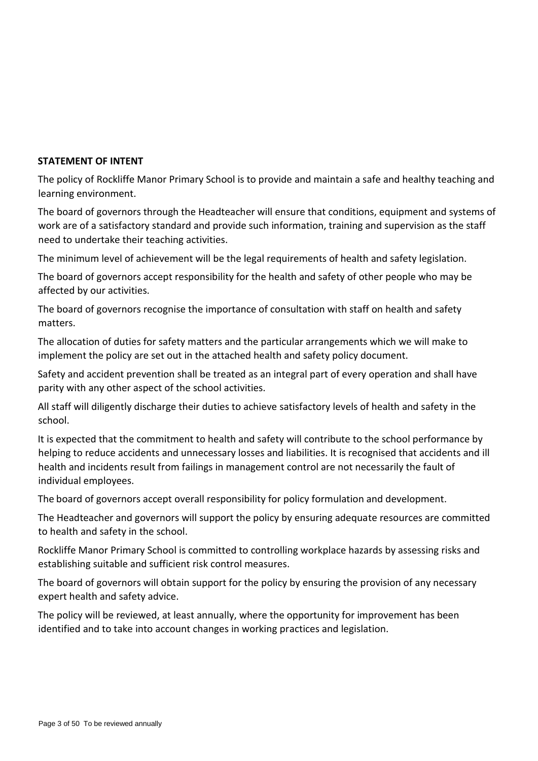**STATEMENT OF INTENT**

The policy of Rockliffe Manor Primary School is to provide and maintain a safe and healthy teaching and learning environment.

The board of governors through the Headteacher will ensure that conditions, equipment and systems of work are of a satisfactory standard and provide such information, training and supervision as the staff need to undertake their teaching activities.

The minimum level of achievement will be the legal requirements of health and safety legislation.

The board of governors accept responsibility for the health and safety of other people who may be affected by our activities.

The board of governors recognise the importance of consultation with staff on health and safety matters.

The allocation of duties for safety matters and the particular arrangements which we will make to implement the policy are set out in the attached health and safety policy document.

Safety and accident prevention shall be treated as an integral part of every operation and shall have parity with any other aspect of the school activities.

All staff will diligently discharge their duties to achieve satisfactory levels of health and safety in the school.

It is expected that the commitment to health and safety will contribute to the school performance by helping to reduce accidents and unnecessary losses and liabilities. It is recognised that accidents and ill health and incidents result from failings in management control are not necessarily the fault of individual employees.

The board of governors accept overall responsibility for policy formulation and development.

The Headteacher and governors will support the policy by ensuring adequate resources are committed to health and safety in the school.

Rockliffe Manor Primary School is committed to controlling workplace hazards by assessing risks and establishing suitable and sufficient risk control measures.

The board of governors will obtain support for the policy by ensuring the provision of any necessary expert health and safety advice.

The policy will be reviewed, at least annually, where the opportunity for improvement has been identified and to take into account changes in working practices and legislation.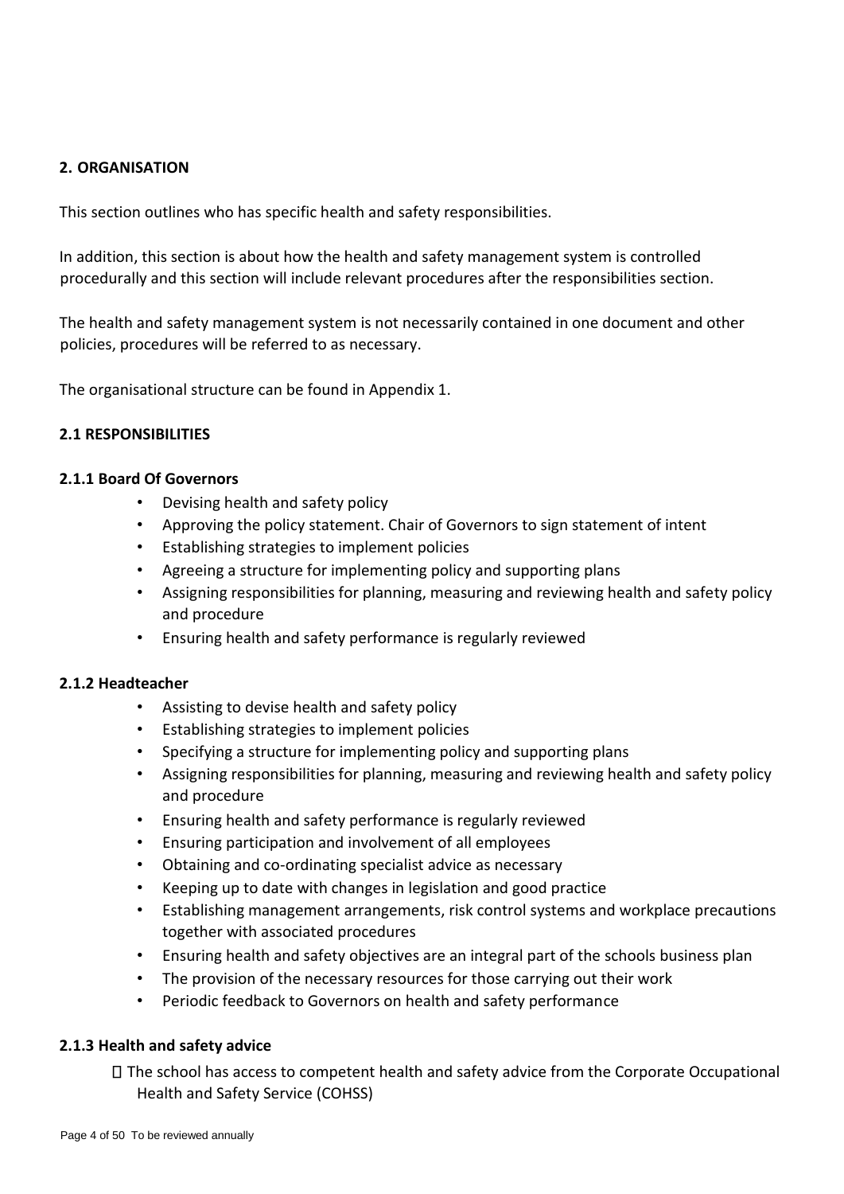## 2. ORGANISATION

This section outlines who has specific health and safety responsibilities.

In addition, this section is about how the health and safety management system is controlled procedurally and this section will include relevant procedures after the responsibilities section.

The health and safety management system is not necessarily contained in one document and other policies, procedures will be referred to as necessary.

The organisational structure can be found in Appendix 1.

### 2.1 RESPONSIBILITIES

#### 2.1.1 Board Of Governors

- Devising health and safety policy
- Approving the policy statement. Chair of Governors to sign statement of intent
- Establishing strategies to implement policies
- Agreeing a structure for implementing policy and supporting plans
- Assigning responsibilities for planning, measuring and reviewing health and safety policy and procedure
- Ensuring health and safety performance is regularly reviewed

#### 2.1.2 Headteacher

- Assisting to devise health and safety policy
- Establishing strategies to implement policies
- Specifying a structure for implementing policy and supporting plans
- Assigning responsibilities for planning, measuring and reviewing health and safety policy and procedure
- Ensuring health and safety performance is regularly reviewed
- Ensuring participation and involvement of all employees
- Obtaining and co-ordinating specialist advice as necessary
- Keeping up to date with changes in legislation and good practice
- Establishing management arrangements, risk control systems and workplace precautions together with associated procedures
- Ensuring health and safety objectives are an integral part of the schools business plan
- The provision of the necessary resources for those carrying out their work
- Periodic feedback to Governors on health and safety performance

#### 2.1.3 Health and safety advice

- The school has access to competent health and safety advice from the Corporate Occupational Health and Safety Service (COHSS)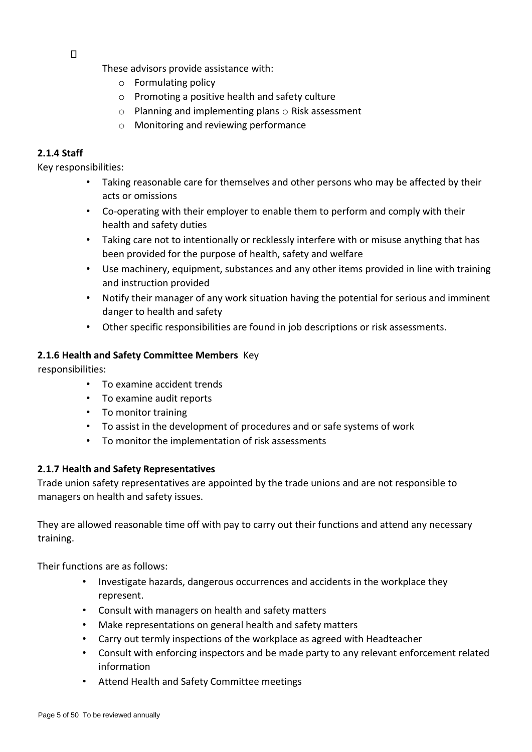- These advisors provide assistance with:
  - Formulating policy
  - Promoting a positive health and safety culture
  - Planning and implementing plans
  - Risk assessment
  - Monitoring and reviewing performance

**2.1.4 Staff**

Key responsibilities:

- Taking reasonable care for themselves and other persons who may be affected by their acts or omissions
- Co-operating with their employer to enable them to perform and comply with their health and safety duties
- Taking care not to intentionally or recklessly interfere with or misuse anything that has been provided for the purpose of health, safety and welfare
- Use machinery, equipment, substances and any other items provided in line with training and instruction provided
- Notify their manager of any work situation having the potential for serious and imminent danger to health and safety
- Other specific responsibilities are found in job descriptions or risk assessments.

**2.1.6 Health and Safety Committee Members** Key responsibilities:

- To examine accident trends
- To examine audit reports
- To monitor training
- To assist in the development of procedures and or safe systems of work
- To monitor the implementation of risk assessments

**2.1.7 Health and Safety Representatives**

Trade union safety representatives are appointed by the trade unions and are not responsible to managers on health and safety issues.

They are allowed reasonable time off with pay to carry out their functions and attend any necessary training.

Their functions are as follows:

- Investigate hazards, dangerous occurrences and accidents in the workplace they represent.
- Consult with managers on health and safety matters
- Make representations on general health and safety matters
- Carry out termly inspections of the workplace as agreed with Headteacher
- Consult with enforcing inspectors and be made party to any relevant enforcement related information
- Attend Health and Safety Committee meetings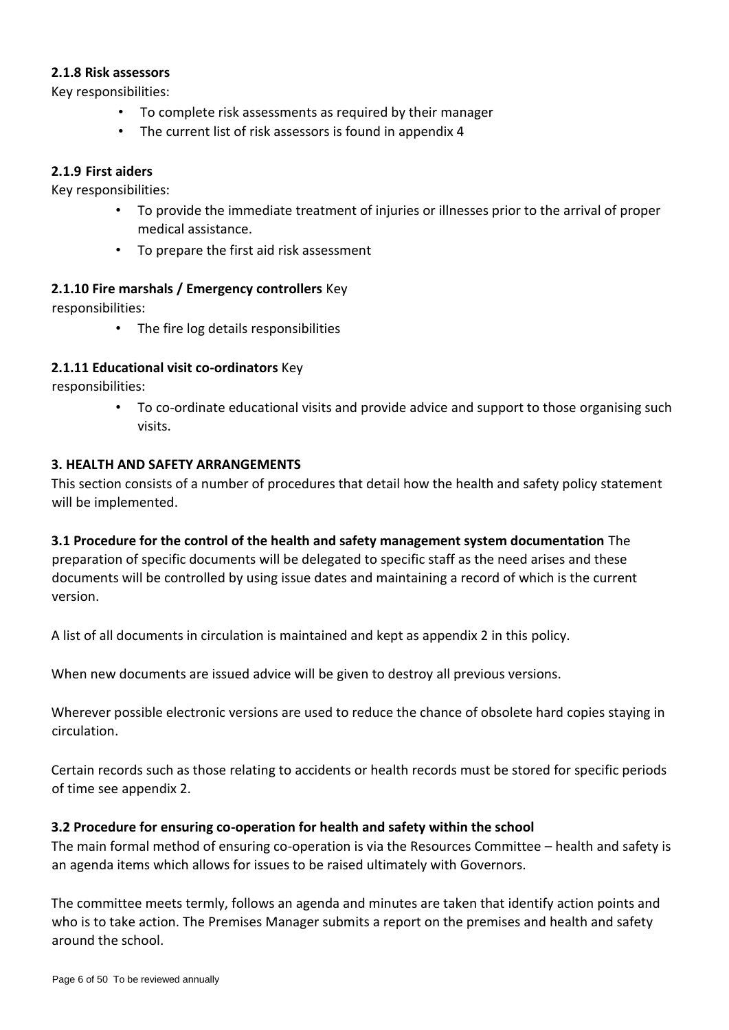#### 2.1.8 Risk assessors

Key responsibilities:

- To complete risk assessments as required by their manager
- The current list of risk assessors is found in appendix 4

#### 2.1.9 First aiders

Key responsibilities:

- To provide the immediate treatment of injuries or illnesses prior to the arrival of proper medical assistance.
- To prepare the first aid risk assessment

#### 2.1.10 Fire marshals / Emergency controllers

Key responsibilities:

- The fire log details responsibilities

#### 2.1.11 Educational visit co-ordinators

Key responsibilities:

- To co-ordinate educational visits and provide advice and support to those organising such visits.

## 3. HEALTH AND SAFETY ARRANGEMENTS

This section consists of a number of procedures that detail how the health and safety policy statement will be implemented.

### 3.1 Procedure for the control of the health and safety management system documentation

The preparation of specific documents will be delegated to specific staff as the need arises and these documents will be controlled by using issue dates and maintaining a record of which is the current version.

A list of all documents in circulation is maintained and kept as appendix 2 in this policy.

When new documents are issued advice will be given to destroy all previous versions.

Wherever possible electronic versions are used to reduce the chance of obsolete hard copies staying in circulation.

Certain records such as those relating to accidents or health records must be stored for specific periods of time see appendix 2.

### 3.2 Procedure for ensuring co-operation for health and safety within the school

The main formal method of ensuring co-operation is via the Resources Committee – health and safety is an agenda items which allows for issues to be raised ultimately with Governors.

The committee meets termly, follows an agenda and minutes are taken that identify action points and who is to take action. The Premises Manager submits a report on the premises and health and safety around the school.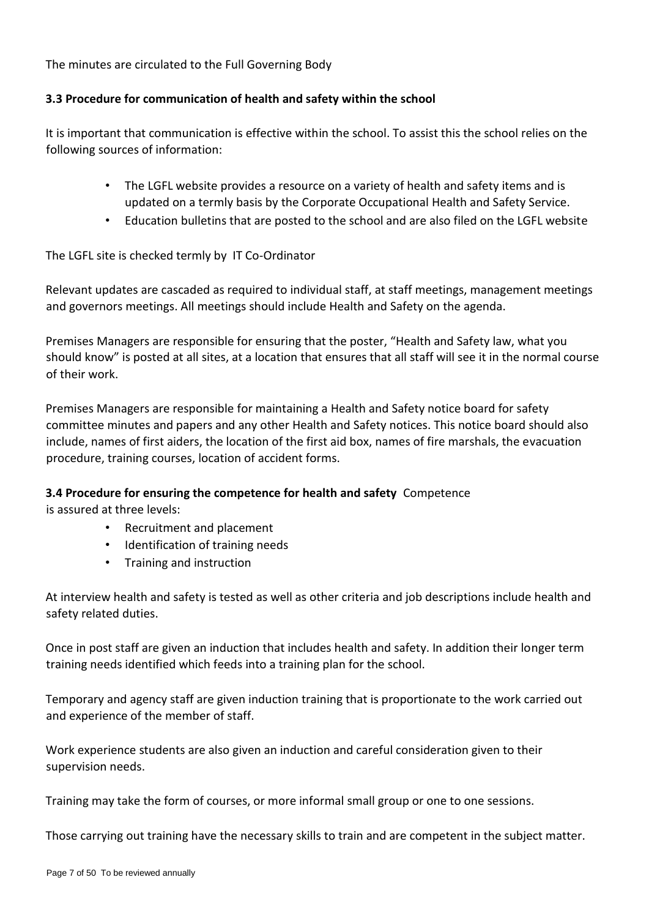The minutes are circulated to the Full Governing Body

**3.3 Procedure for communication of health and safety within the school**

It is important that communication is effective within the school. To assist this the school relies on the following sources of information:

- The LGFL website provides a resource on a variety of health and safety items and is updated on a termly basis by the Corporate Occupational Health and Safety Service.
- Education bulletins that are posted to the school and are also filed on the LGFL website

The LGFL site is checked termly by IT Co-Ordinator

Relevant updates are cascaded as required to individual staff, at staff meetings, management meetings and governors meetings. All meetings should include Health and Safety on the agenda.

Premises Managers are responsible for ensuring that the poster, "Health and Safety law, what you should know" is posted at all sites, at a location that ensures that all staff will see it in the normal course of their work.

Premises Managers are responsible for maintaining a Health and Safety notice board for safety committee minutes and papers and any other Health and Safety notices. This notice board should also include, names of first aiders, the location of the first aid box, names of fire marshals, the evacuation procedure, training courses, location of accident forms.

**3.4 Procedure for ensuring the competence for health and safety** Competence is assured at three levels:

- Recruitment and placement
- Identification of training needs
- Training and instruction

At interview health and safety is tested as well as other criteria and job descriptions include health and safety related duties.

Once in post staff are given an induction that includes health and safety. In addition their longer term training needs identified which feeds into a training plan for the school.

Temporary and agency staff are given induction training that is proportionate to the work carried out and experience of the member of staff.

Work experience students are also given an induction and careful consideration given to their supervision needs.

Training may take the form of courses, or more informal small group or one to one sessions.

Those carrying out training have the necessary skills to train and are competent in the subject matter.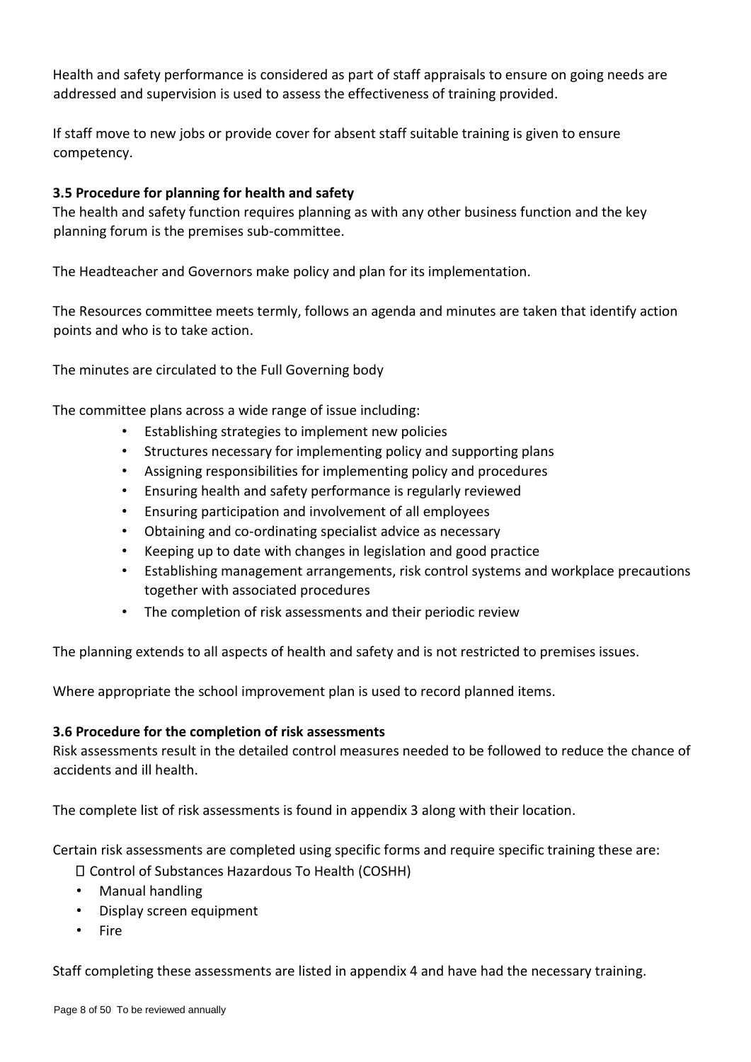Health and safety performance is considered as part of staff appraisals to ensure on going needs are addressed and supervision is used to assess the effectiveness of training provided.

If staff move to new jobs or provide cover for absent staff suitable training is given to ensure competency.

### 3.5 Procedure for planning for health and safety

The health and safety function requires planning as with any other business function and the key planning forum is the premises sub-committee.

The Headteacher and Governors make policy and plan for its implementation.

The Resources committee meets termly, follows an agenda and minutes are taken that identify action points and who is to take action.

The minutes are circulated to the Full Governing body

The committee plans across a wide range of issue including:

- Establishing strategies to implement new policies
- Structures necessary for implementing policy and supporting plans
- Assigning responsibilities for implementing policy and procedures
- Ensuring health and safety performance is regularly reviewed
- Ensuring participation and involvement of all employees
- Obtaining and co-ordinating specialist advice as necessary
- Keeping up to date with changes in legislation and good practice
- Establishing management arrangements, risk control systems and workplace precautions together with associated procedures
- The completion of risk assessments and their periodic review

The planning extends to all aspects of health and safety and is not restricted to premises issues.

Where appropriate the school improvement plan is used to record planned items.

### 3.6 Procedure for the completion of risk assessments

Risk assessments result in the detailed control measures needed to be followed to reduce the chance of accidents and ill health.

The complete list of risk assessments is found in appendix 3 along with their location.

Certain risk assessments are completed using specific forms and require specific training these are:

- Control of Substances Hazardous To Health (COSHH)
- Manual handling
- Display screen equipment
- Fire

Staff completing these assessments are listed in appendix 4 and have had the necessary training.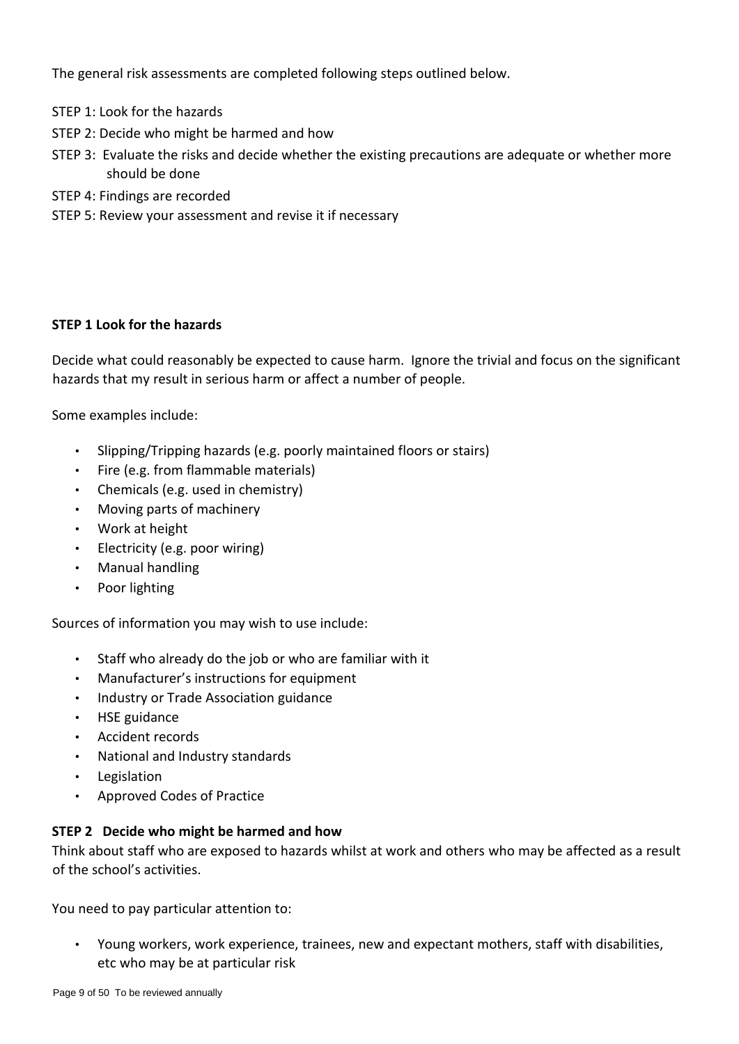The general risk assessments are completed following steps outlined below.

STEP 1: Look for the hazards

STEP 2: Decide who might be harmed and how

STEP 3: Evaluate the risks and decide whether the existing precautions are adequate or whether more should be done

STEP 4: Findings are recorded

STEP 5: Review your assessment and revise it if necessary

**STEP 1 Look for the hazards**

Decide what could reasonably be expected to cause harm. Ignore the trivial and focus on the significant hazards that my result in serious harm or affect a number of people.

Some examples include:

- Slipping/Tripping hazards (e.g. poorly maintained floors or stairs)
- Fire (e.g. from flammable materials)
- Chemicals (e.g. used in chemistry)
- Moving parts of machinery
- Work at height
- Electricity (e.g. poor wiring)
- Manual handling
- Poor lighting

Sources of information you may wish to use include:

- Staff who already do the job or who are familiar with it
- Manufacturer's instructions for equipment
- Industry or Trade Association guidance
- HSE guidance
- Accident records
- National and Industry standards
- Legislation
- Approved Codes of Practice

**STEP 2 Decide who might be harmed and how**

Think about staff who are exposed to hazards whilst at work and others who may be affected as a result of the school's activities.

You need to pay particular attention to:

- Young workers, work experience, trainees, new and expectant mothers, staff with disabilities, etc who may be at particular risk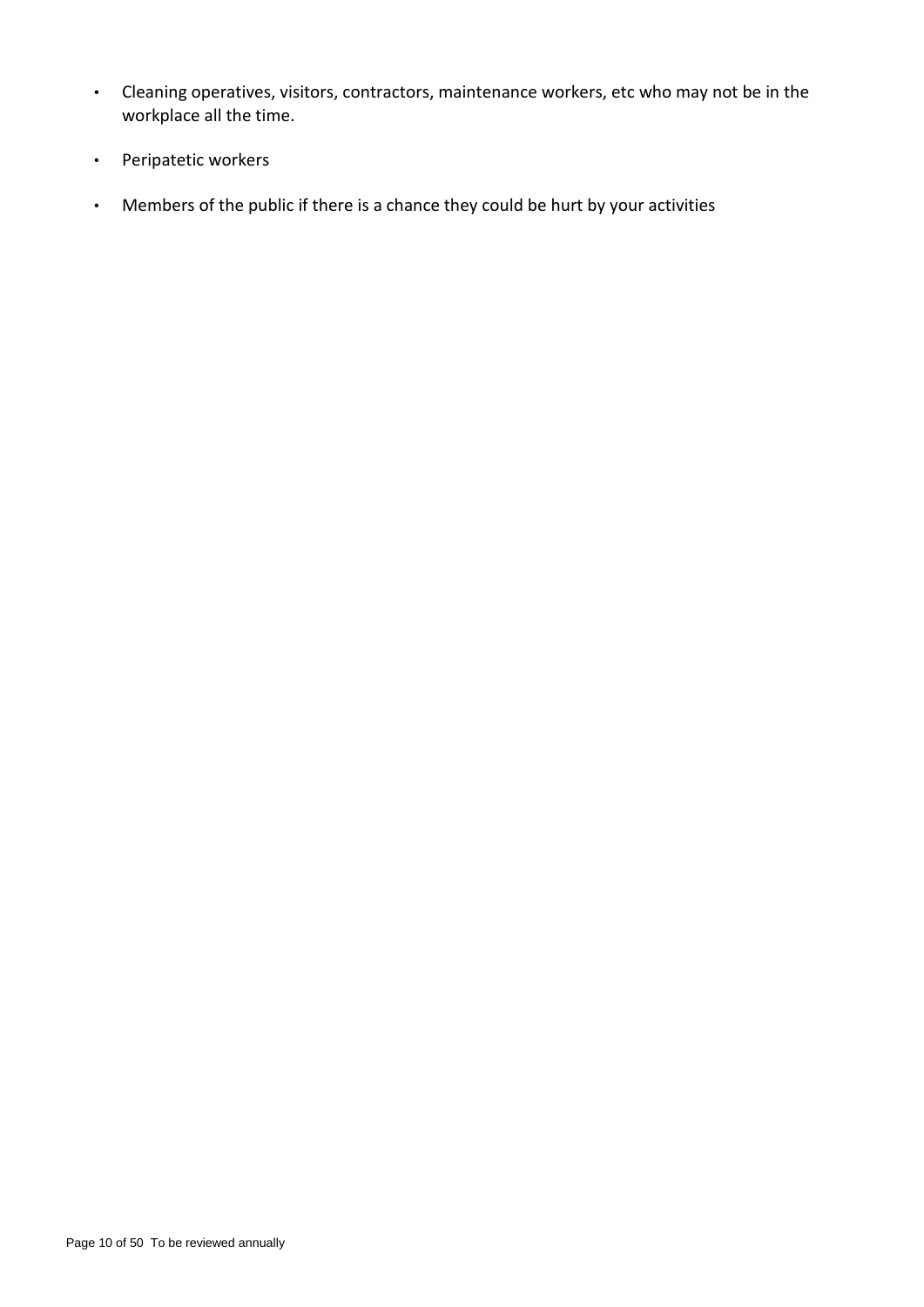- Cleaning operatives, visitors, contractors, maintenance workers, etc who may not be in the workplace all the time.
- Peripatetic workers
- Members of the public if there is a chance they could be hurt by your activities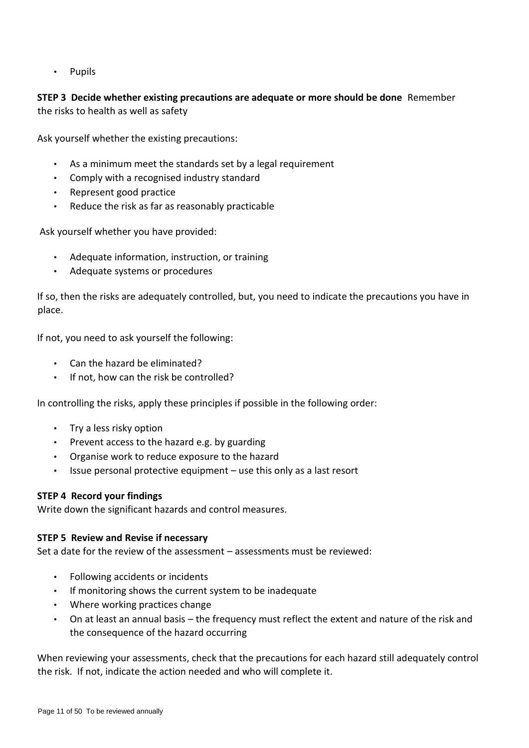- Pupils

**STEP 3 Decide whether existing precautions are adequate or more should be done** Remember the risks to health as well as safety

Ask yourself whether the existing precautions:

- As a minimum meet the standards set by a legal requirement
- Comply with a recognised industry standard
- Represent good practice
- Reduce the risk as far as reasonably practicable

Ask yourself whether you have provided:

- Adequate information, instruction, or training
- Adequate systems or procedures

If so, then the risks are adequately controlled, but, you need to indicate the precautions you have in place.

If not, you need to ask yourself the following:

- Can the hazard be eliminated?
- If not, how can the risk be controlled?

In controlling the risks, apply these principles if possible in the following order:

- Try a less risky option
- Prevent access to the hazard e.g. by guarding
- Organise work to reduce exposure to the hazard
- Issue personal protective equipment – use this only as a last resort

**STEP 4 Record your findings**

Write down the significant hazards and control measures.

**STEP 5 Review and Revise if necessary**

Set a date for the review of the assessment – assessments must be reviewed:

- Following accidents or incidents
- If monitoring shows the current system to be inadequate
- Where working practices change
- On at least an annual basis – the frequency must reflect the extent and nature of the risk and the consequence of the hazard occurring

When reviewing your assessments, check that the precautions for each hazard still adequately control the risk. If not, indicate the action needed and who will complete it.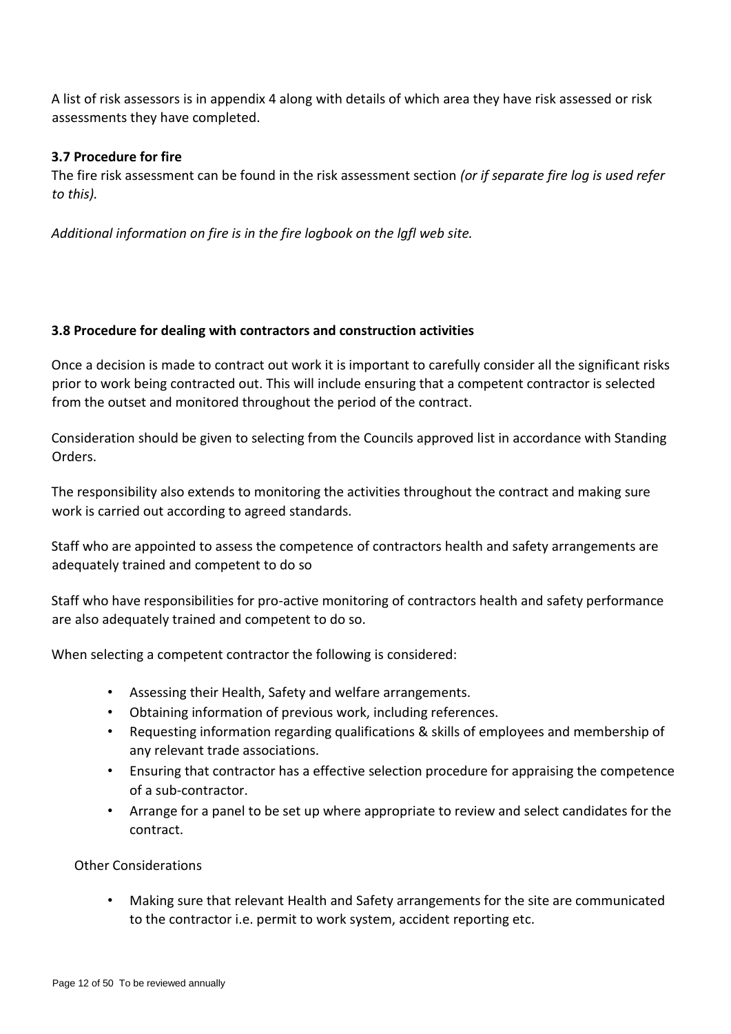A list of risk assessors is in appendix 4 along with details of which area they have risk assessed or risk assessments they have completed.

### 3.7 Procedure for fire

The fire risk assessment can be found in the risk assessment section *(or if separate fire log is used refer to this).*

*Additional information on fire is in the fire logbook on the lgfl web site.*

### 3.8 Procedure for dealing with contractors and construction activities

Once a decision is made to contract out work it is important to carefully consider all the significant risks prior to work being contracted out. This will include ensuring that a competent contractor is selected from the outset and monitored throughout the period of the contract.

Consideration should be given to selecting from the Councils approved list in accordance with Standing Orders.

The responsibility also extends to monitoring the activities throughout the contract and making sure work is carried out according to agreed standards.

Staff who are appointed to assess the competence of contractors health and safety arrangements are adequately trained and competent to do so

Staff who have responsibilities for pro-active monitoring of contractors health and safety performance are also adequately trained and competent to do so.

When selecting a competent contractor the following is considered:

- Assessing their Health, Safety and welfare arrangements.
- Obtaining information of previous work, including references.
- Requesting information regarding qualifications & skills of employees and membership of any relevant trade associations.
- Ensuring that contractor has a effective selection procedure for appraising the competence of a sub-contractor.
- Arrange for a panel to be set up where appropriate to review and select candidates for the contract.

Other Considerations

- Making sure that relevant Health and Safety arrangements for the site are communicated to the contractor i.e. permit to work system, accident reporting etc.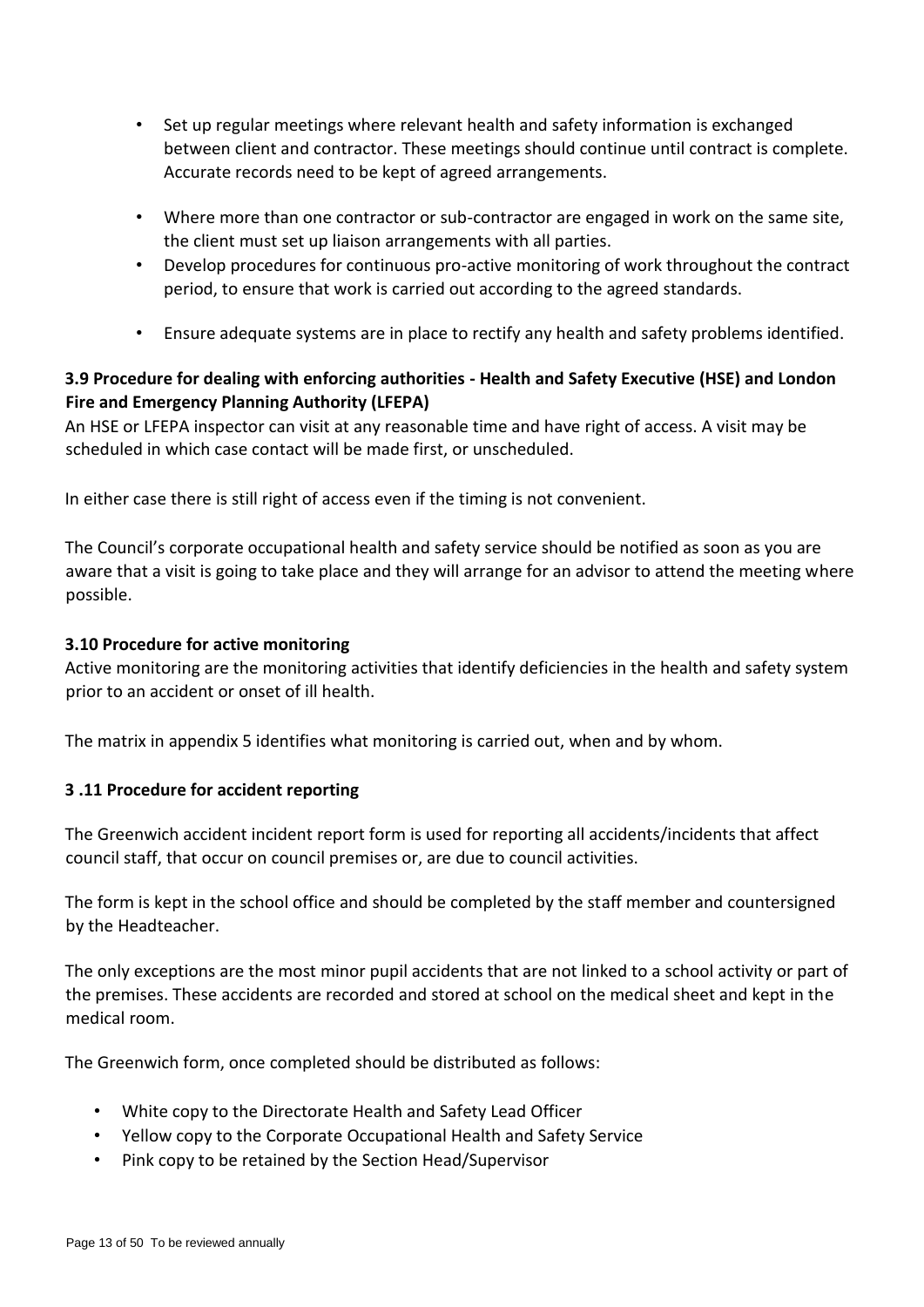- Set up regular meetings where relevant health and safety information is exchanged between client and contractor. These meetings should continue until contract is complete. Accurate records need to be kept of agreed arrangements.
- Where more than one contractor or sub-contractor are engaged in work on the same site, the client must set up liaison arrangements with all parties.
- Develop procedures for continuous pro-active monitoring of work throughout the contract period, to ensure that work is carried out according to the agreed standards.
- Ensure adequate systems are in place to rectify any health and safety problems identified.

**3.9 Procedure for dealing with enforcing authorities - Health and Safety Executive (HSE) and London Fire and Emergency Planning Authority (LFEPA)**

An HSE or LFEPA inspector can visit at any reasonable time and have right of access. A visit may be scheduled in which case contact will be made first, or unscheduled.

In either case there is still right of access even if the timing is not convenient.

The Council's corporate occupational health and safety service should be notified as soon as you are aware that a visit is going to take place and they will arrange for an advisor to attend the meeting where possible.

**3.10 Procedure for active monitoring**

Active monitoring are the monitoring activities that identify deficiencies in the health and safety system prior to an accident or onset of ill health.

The matrix in appendix 5 identifies what monitoring is carried out, when and by whom.

**3 .11 Procedure for accident reporting**

The Greenwich accident incident report form is used for reporting all accidents/incidents that affect council staff, that occur on council premises or, are due to council activities.

The form is kept in the school office and should be completed by the staff member and countersigned by the Headteacher.

The only exceptions are the most minor pupil accidents that are not linked to a school activity or part of the premises. These accidents are recorded and stored at school on the medical sheet and kept in the medical room.

The Greenwich form, once completed should be distributed as follows:

- White copy to the Directorate Health and Safety Lead Officer
- Yellow copy to the Corporate Occupational Health and Safety Service
- Pink copy to be retained by the Section Head/Supervisor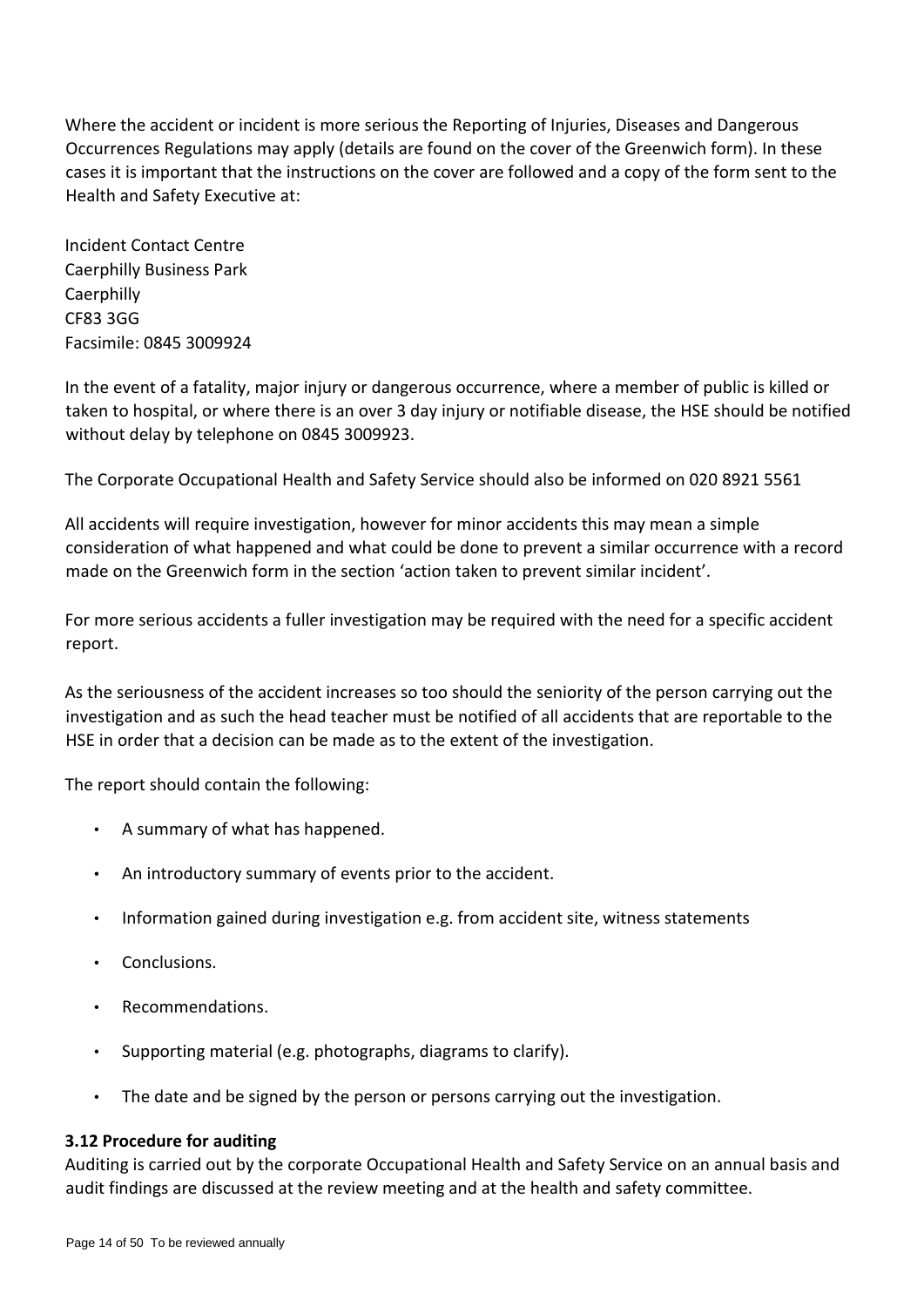Where the accident or incident is more serious the Reporting of Injuries, Diseases and Dangerous Occurrences Regulations may apply (details are found on the cover of the Greenwich form). In these cases it is important that the instructions on the cover are followed and a copy of the form sent to the Health and Safety Executive at:

Incident Contact Centre  
Caerphilly Business Park  
Caerphilly  
CF83 3GG  
Facsimile: 0845 3009924

In the event of a fatality, major injury or dangerous occurrence, where a member of public is killed or taken to hospital, or where there is an over 3 day injury or notifiable disease, the HSE should be notified without delay by telephone on 0845 3009923.

The Corporate Occupational Health and Safety Service should also be informed on 020 8921 5561

All accidents will require investigation, however for minor accidents this may mean a simple consideration of what happened and what could be done to prevent a similar occurrence with a record made on the Greenwich form in the section 'action taken to prevent similar incident'.

For more serious accidents a fuller investigation may be required with the need for a specific accident report.

As the seriousness of the accident increases so too should the seniority of the person carrying out the investigation and as such the head teacher must be notified of all accidents that are reportable to the HSE in order that a decision can be made as to the extent of the investigation.

The report should contain the following:

- A summary of what has happened.
- An introductory summary of events prior to the accident.
- Information gained during investigation e.g. from accident site, witness statements
- Conclusions.
- Recommendations.
- Supporting material (e.g. photographs, diagrams to clarify).
- The date and be signed by the person or persons carrying out the investigation.

**3.12 Procedure for auditing**

Auditing is carried out by the corporate Occupational Health and Safety Service on an annual basis and audit findings are discussed at the review meeting and at the health and safety committee.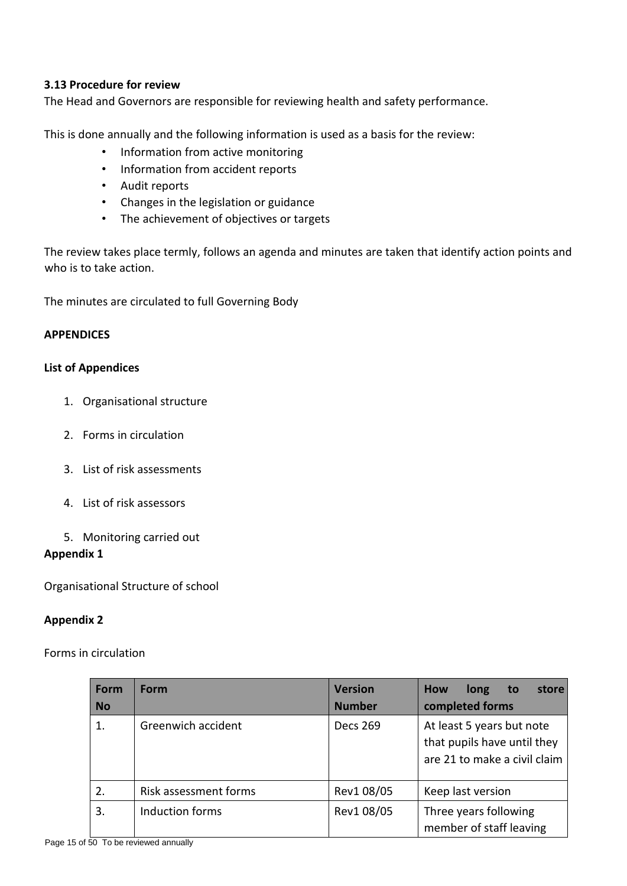### 3.13 Procedure for review

The Head and Governors are responsible for reviewing health and safety performance.

This is done annually and the following information is used as a basis for the review:

- Information from active monitoring
- Information from accident reports
- Audit reports
- Changes in the legislation or guidance
- The achievement of objectives or targets

The review takes place termly, follows an agenda and minutes are taken that identify action points and who is to take action.

The minutes are circulated to full Governing Body

**APPENDICES**

**List of Appendices**

1. Organisational structure
2. Forms in circulation
3. List of risk assessments
4. List of risk assessors
5. Monitoring carried out

**Appendix 1**

Organisational Structure of school

**Appendix 2**

Forms in circulation

| Form No | Form | Version Number | How long to store completed forms |
|---|---|---|---|
| 1. | Greenwich accident | Decs 269 | At least 5 years but note that pupils have until they are 21 to make a civil claim |
| 2. | Risk assessment forms | Rev1 08/05 | Keep last version |
| 3. | Induction forms | Rev1 08/05 | Three years following member of staff leaving |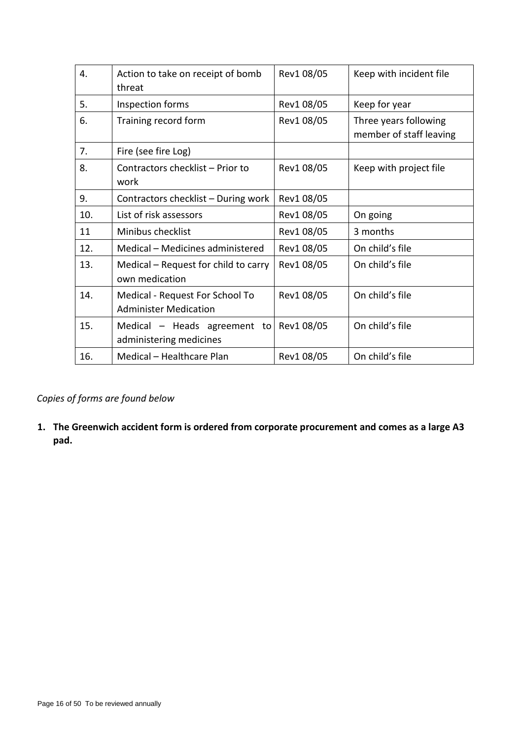| 4. | Action to take on receipt of bomb threat | Rev1 08/05 | Keep with incident file |
|---|---|---|---|
| 5. | Inspection forms | Rev1 08/05 | Keep for year |
| 6. | Training record form | Rev1 08/05 | Three years following member of staff leaving |
| 7. | Fire (see fire Log) | | |
| 8. | Contractors checklist – Prior to work | Rev1 08/05 | Keep with project file |
| 9. | Contractors checklist – During work | Rev1 08/05 | |
| 10. | List of risk assessors | Rev1 08/05 | On going |
| 11 | Minibus checklist | Rev1 08/05 | 3 months |
| 12. | Medical – Medicines administered | Rev1 08/05 | On child's file |
| 13. | Medical – Request for child to carry own medication | Rev1 08/05 | On child's file |
| 14. | Medical - Request For School To Administer Medication | Rev1 08/05 | On child's file |
| 15. | Medical – Heads agreement to administering medicines | Rev1 08/05 | On child's file |
| 16. | Medical – Healthcare Plan | Rev1 08/05 | On child's file |

*Copies of forms are found below*

1. **The Greenwich accident form is ordered from corporate procurement and comes as a large A3 pad.**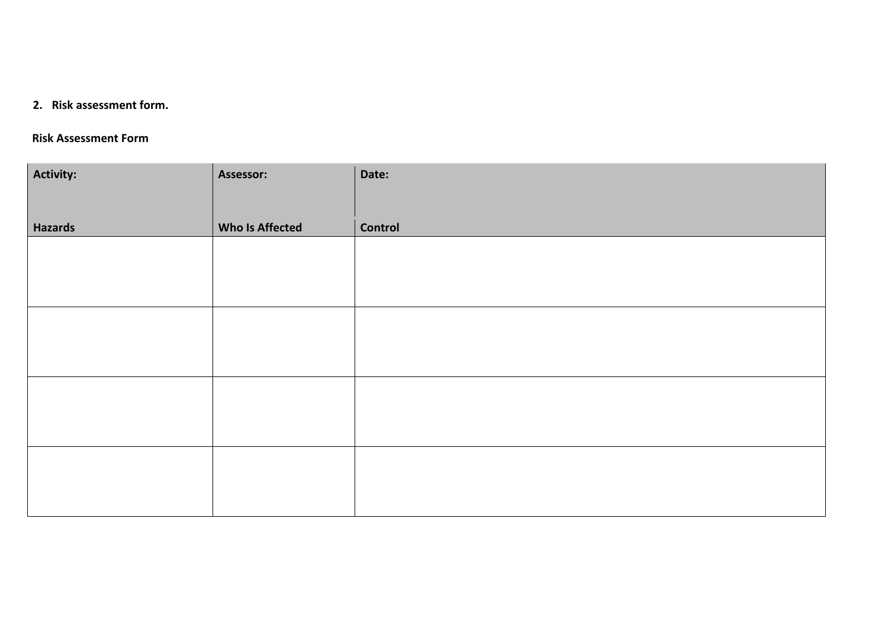2. **Risk assessment form.**

**Risk Assessment Form**

| **Activity:** | **Assessor:** | **Date:** |
|---|---|---|
| **Hazards** | **Who Is Affected** | **Control** |
| | | |
| | | |
| | | |
| | | |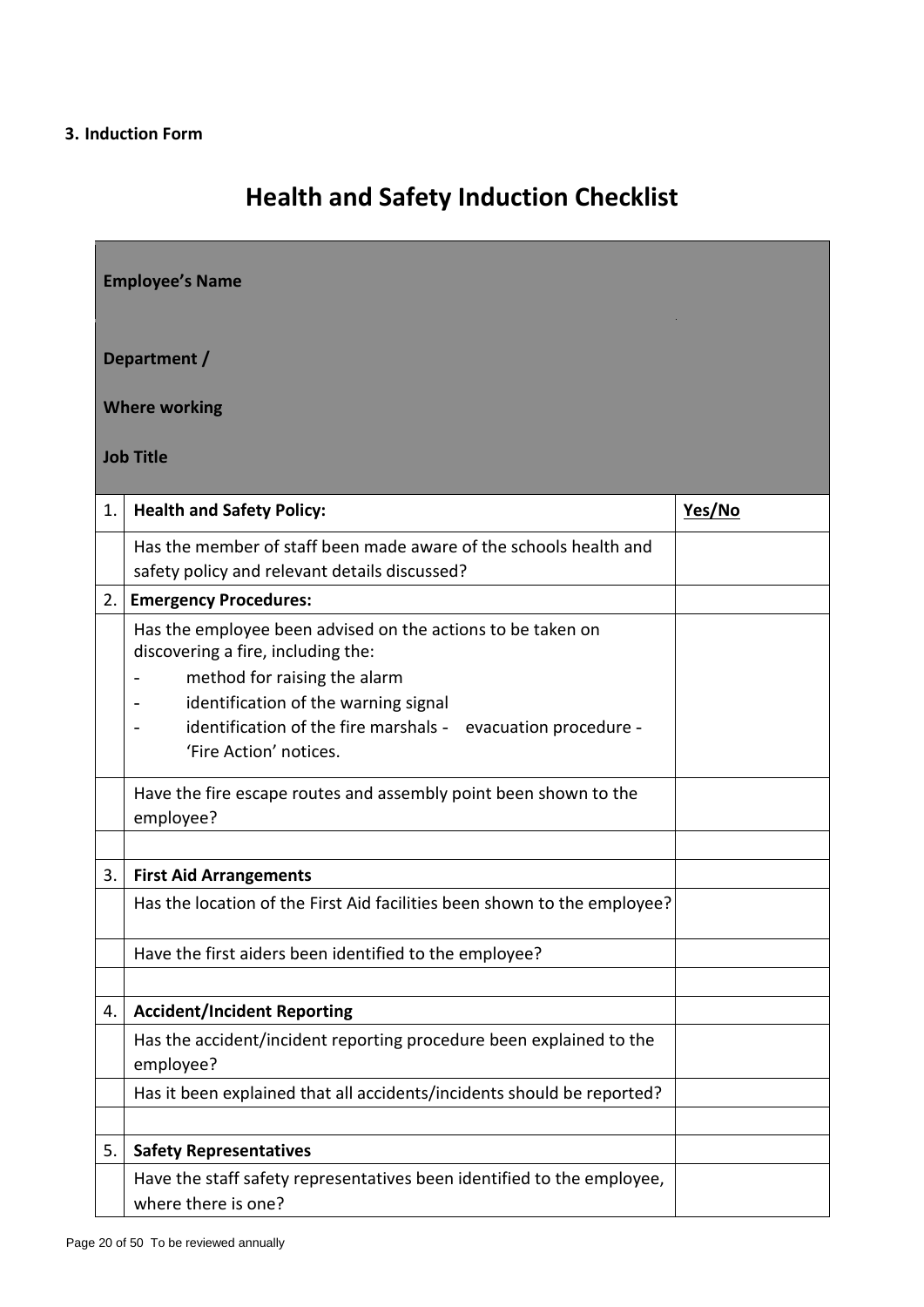**3. Induction Form**

# Health and Safety Induction Checklist

| | | |
|---|---|---|
| | **Employee's Name** | |
| | **Department / Where working** | |
| | **Job Title** | |
| 1. | **Health and Safety Policy:** | **Yes/No** |
| | Has the member of staff been made aware of the schools health and safety policy and relevant details discussed? | |
| 2. | **Emergency Procedures:** | |
| | Has the employee been advised on the actions to be taken on discovering a fire, including the:<br>- method for raising the alarm<br>- identification of the warning signal<br>- identification of the fire marshals - evacuation procedure - 'Fire Action' notices. | |
| | Have the fire escape routes and assembly point been shown to the employee? | |
| | | |
| 3. | **First Aid Arrangements** | |
| | Has the location of the First Aid facilities been shown to the employee? | |
| | Have the first aiders been identified to the employee? | |
| | | |
| 4. | **Accident/Incident Reporting** | |
| | Has the accident/incident reporting procedure been explained to the employee? | |
| | Has it been explained that all accidents/incidents should be reported? | |
| | | |
| 5. | **Safety Representatives** | |
| | Have the staff safety representatives been identified to the employee, where there is one? | |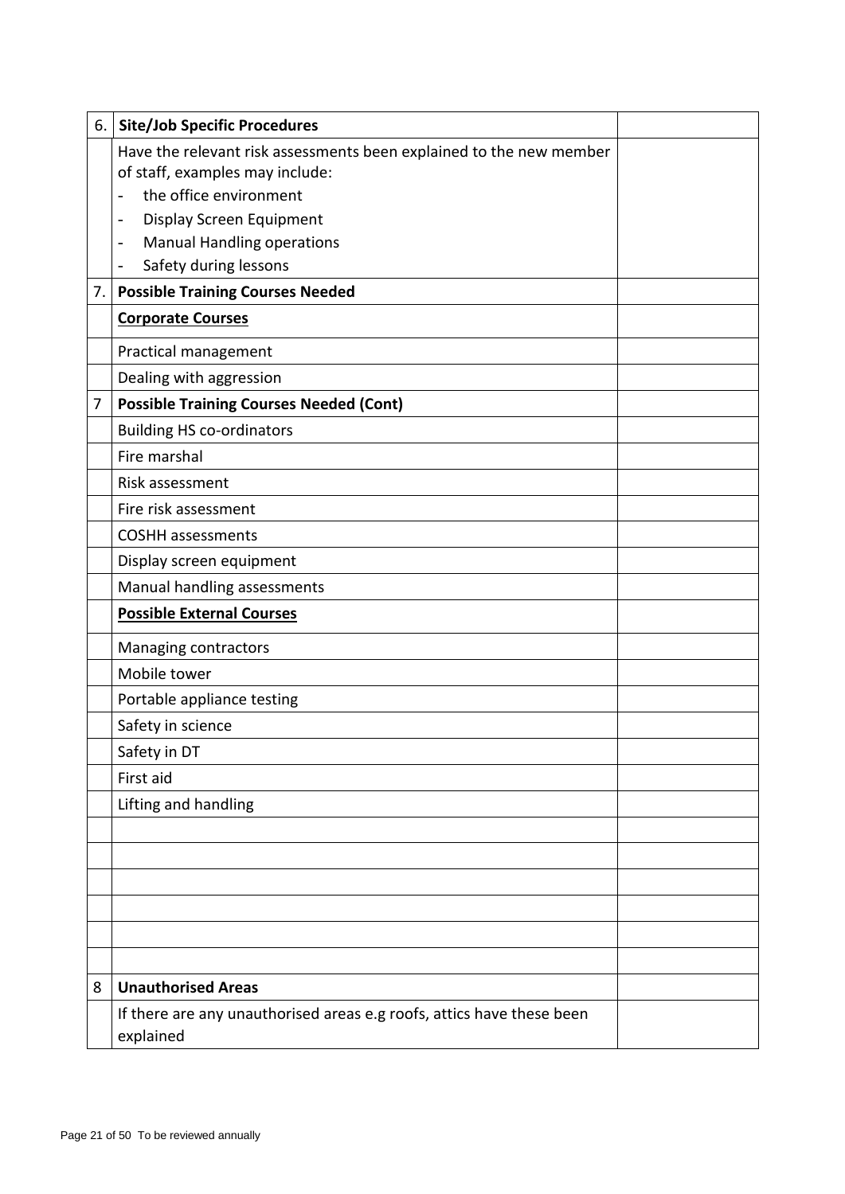| 6. | **Site/Job Specific Procedures** | |
|---|---|---|
| | Have the relevant risk assessments been explained to the new member of staff, examples may include:<br>- the office environment<br>- Display Screen Equipment<br>- Manual Handling operations<br>- Safety during lessons | |
| 7. | **Possible Training Courses Needed** | |
| | **Corporate Courses** | |
| | Practical management | |
| | Dealing with aggression | |
| 7 | **Possible Training Courses Needed (Cont)** | |
| | Building HS co-ordinators | |
| | Fire marshal | |
| | Risk assessment | |
| | Fire risk assessment | |
| | COSHH assessments | |
| | Display screen equipment | |
| | Manual handling assessments | |
| | **Possible External Courses** | |
| | Managing contractors | |
| | Mobile tower | |
| | Portable appliance testing | |
| | Safety in science | |
| | Safety in DT | |
| | First aid | |
| | Lifting and handling | |
| | | |
| | | |
| | | |
| | | |
| | | |
| | | |
| 8 | **Unauthorised Areas** | |
| | If there are any unauthorised areas e.g roofs, attics have these been explained | |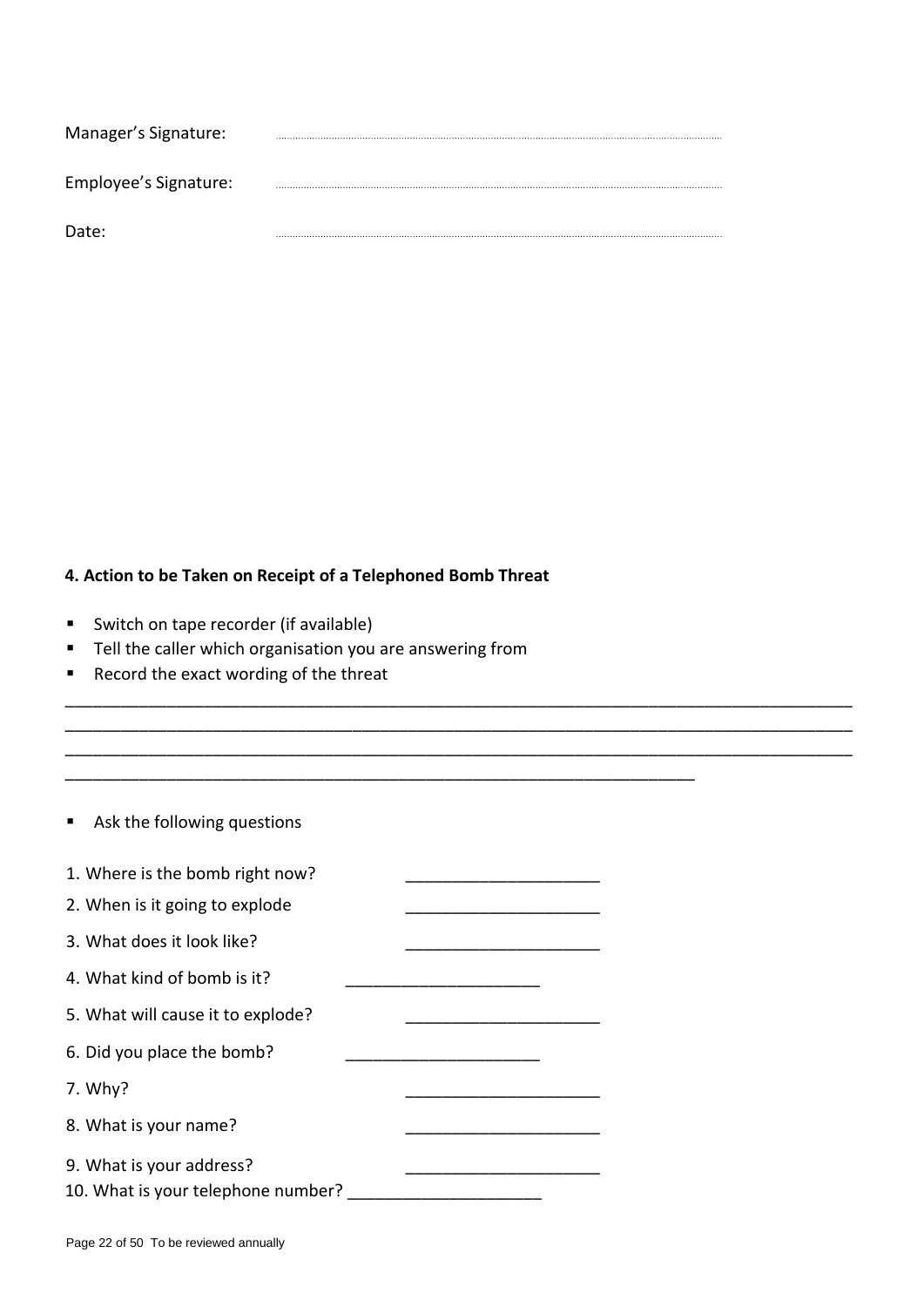Manager's Signature: ..........................................................................................................

Employee's Signature: ..........................................................................................................

Date: ..........................................................................................................

**4. Action to be Taken on Receipt of a Telephoned Bomb Threat**

- Switch on tape recorder (if available)
- Tell the caller which organisation you are answering from
- Record the exact wording of the threat

_______________________________________________________________________________________
_______________________________________________________________________________________
_______________________________________________________________________________________
______________________________________________________________________

- Ask the following questions

1. Where is the bomb right now? _____________________
2. When is it going to explode _____________________
3. What does it look like? _____________________
4. What kind of bomb is it? _____________________
5. What will cause it to explode? _____________________
6. Did you place the bomb? _____________________
7. Why? _____________________
8. What is your name? _____________________
9. What is your address? _____________________
10. What is your telephone number? _____________________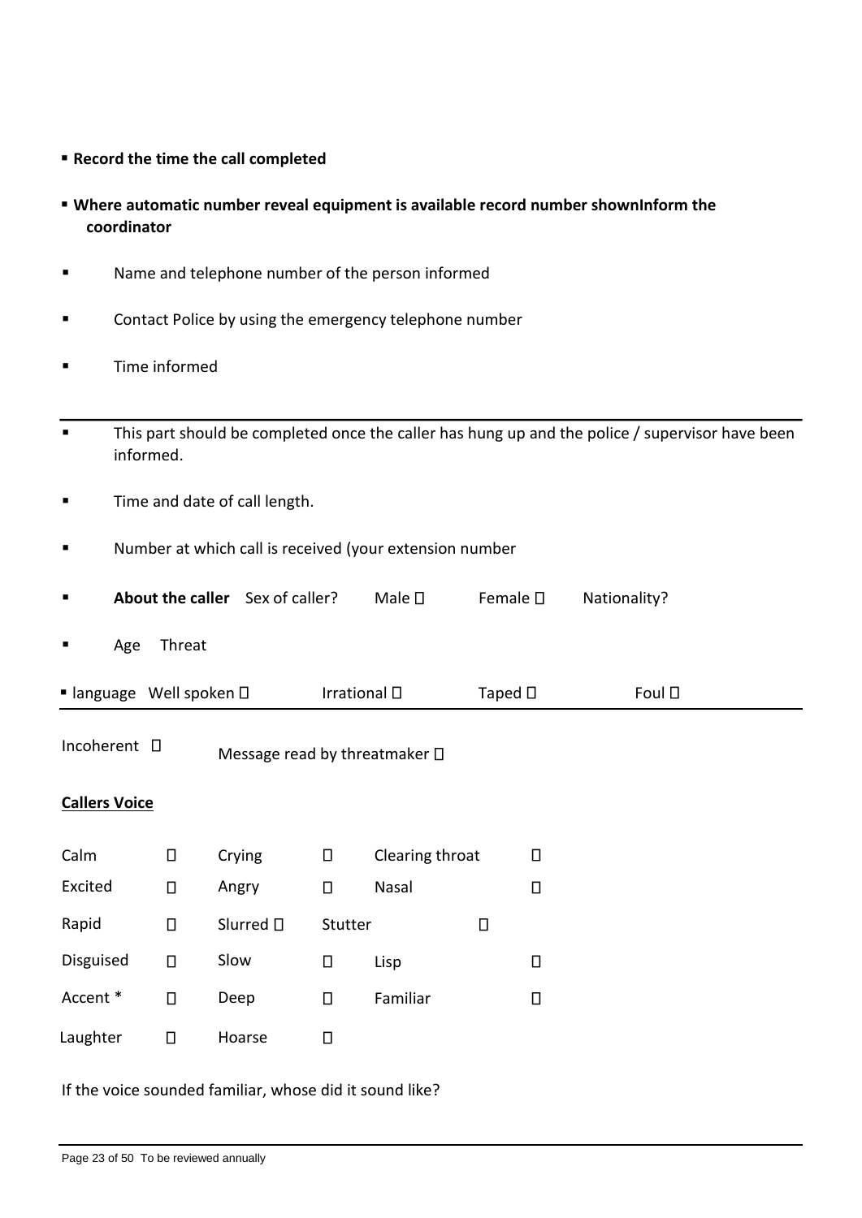- **Record the time the call completed**
- **Where automatic number reveal equipment is available record number shownInform the coordinator**
- Name and telephone number of the person informed
- Contact Police by using the emergency telephone number
- Time informed

---

- This part should be completed once the caller has hung up and the police / supervisor have been informed.
- Time and date of call length.
- Number at which call is received (your extension number
- **About the caller** Sex of caller? Male ☐ Female ☐ Nationality?
- Age Threat
- language Well spoken ☐ Irrational ☐ Taped ☐ Foul ☐

---

Incoherent ☐ Message read by threatmaker ☐

**Callers Voice**

| | | | | | |
|---|---|---|---|---|---|
| Calm | ☐ | Crying | ☐ | Clearing throat | ☐ |
| Excited | ☐ | Angry | ☐ | Nasal | ☐ |
| Rapid | ☐ | Slurred ☐ | Stutter | ☐ | |
| Disguised | ☐ | Slow | ☐ | Lisp | ☐ |
| Accent * | ☐ | Deep | ☐ | Familiar | ☐ |
| Laughter | ☐ | Hoarse | ☐ | | |

If the voice sounded familiar, whose did it sound like?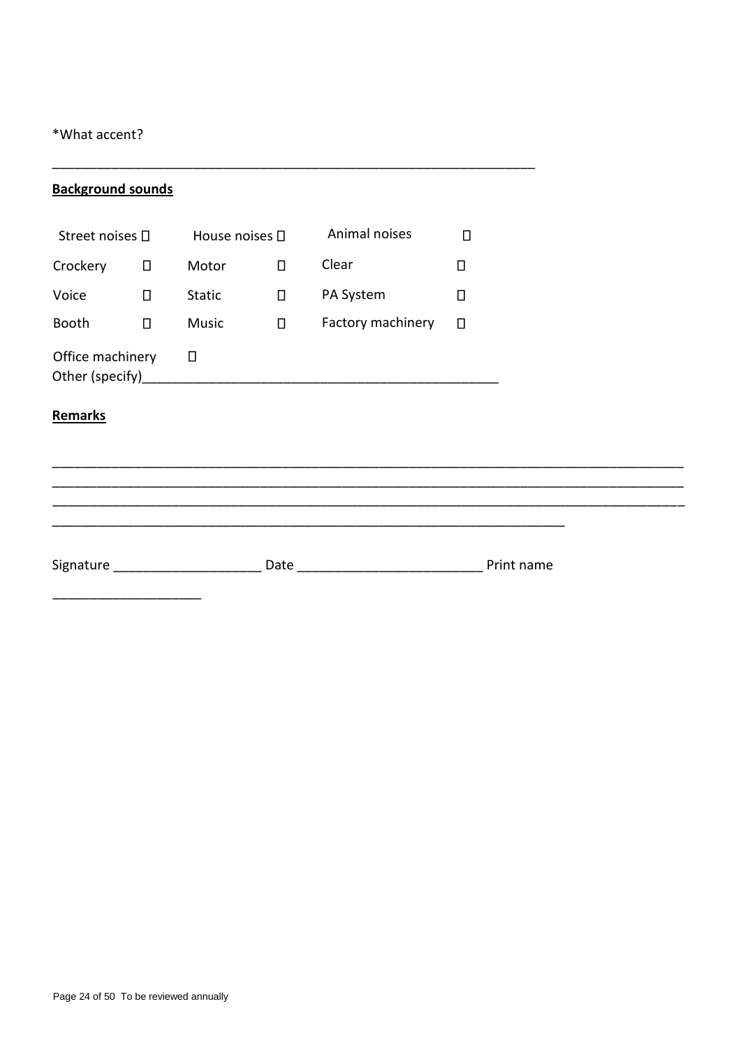*What accent?

___________________________________________________________________

**Background sounds**

| | | | | | |
|---|---|---|---|---|---|
| Street noises | ☐ | House noises | ☐ | Animal noises | ☐ |
| Crockery | ☐ | Motor | ☐ | Clear | ☐ |
| Voice | ☐ | Static | ☐ | PA System | ☐ |
| Booth | ☐ | Music | ☐ | Factory machinery | ☐ |
| Office machinery | ☐ | | | | |

Other (specify)_________________________________________________

**Remarks**

_____________________________________________________________________________________
_____________________________________________________________________________________
_____________________________________________________________________________________
______________________________________________________________________

Signature ____________________ Date _________________________ Print name ____________________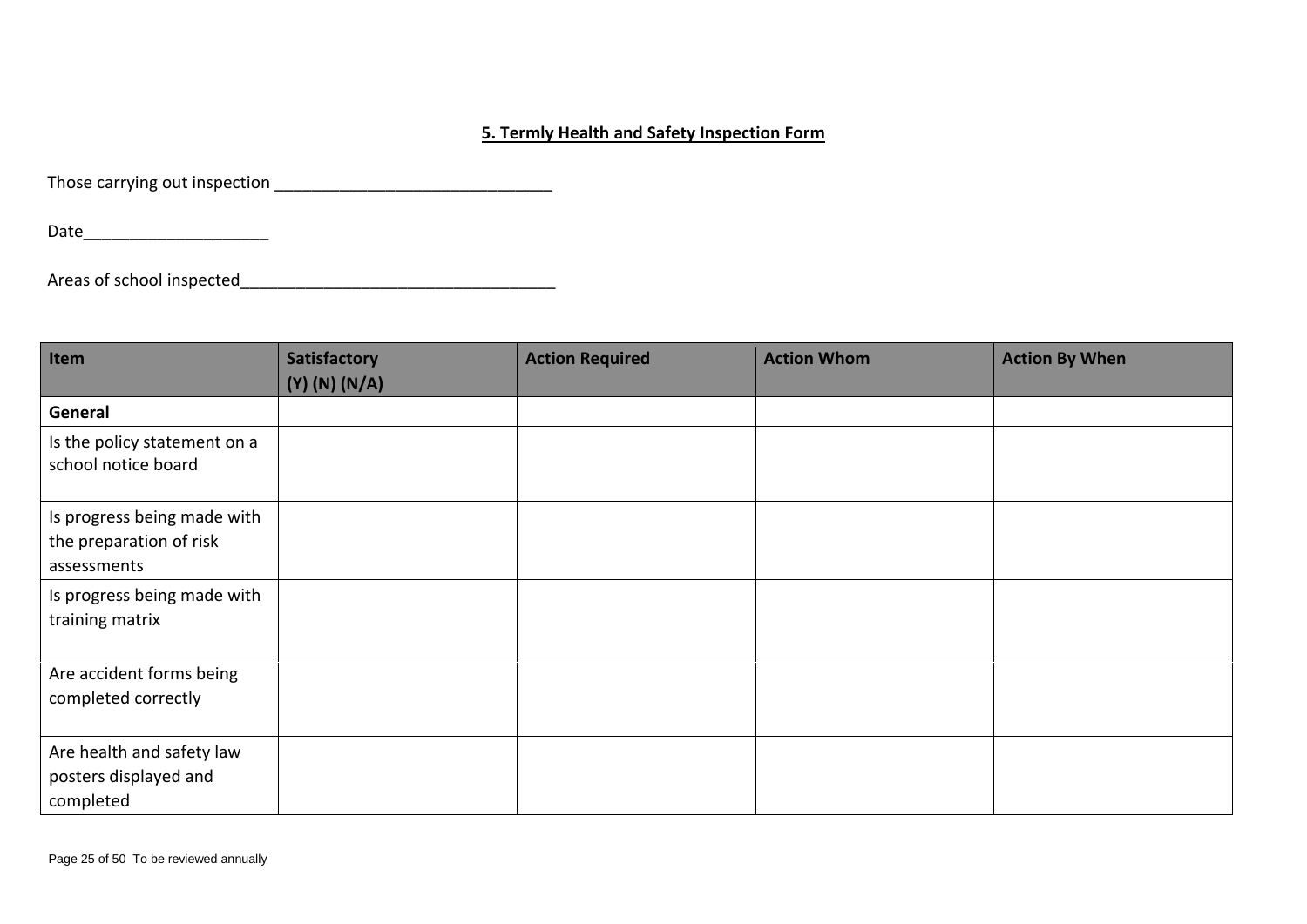## 5. Termly Health and Safety Inspection Form

Those carrying out inspection ______________________________

Date____________________

Areas of school inspected__________________________________

| Item | Satisfactory (Y) (N) (N/A) | Action Required | Action Whom | Action By When |
|---|---|---|---|---|
| **General** | | | | |
| Is the policy statement on a school notice board | | | | |
| Is progress being made with the preparation of risk assessments | | | | |
| Is progress being made with training matrix | | | | |
| Are accident forms being completed correctly | | | | |
| Are health and safety law posters displayed and completed | | | | |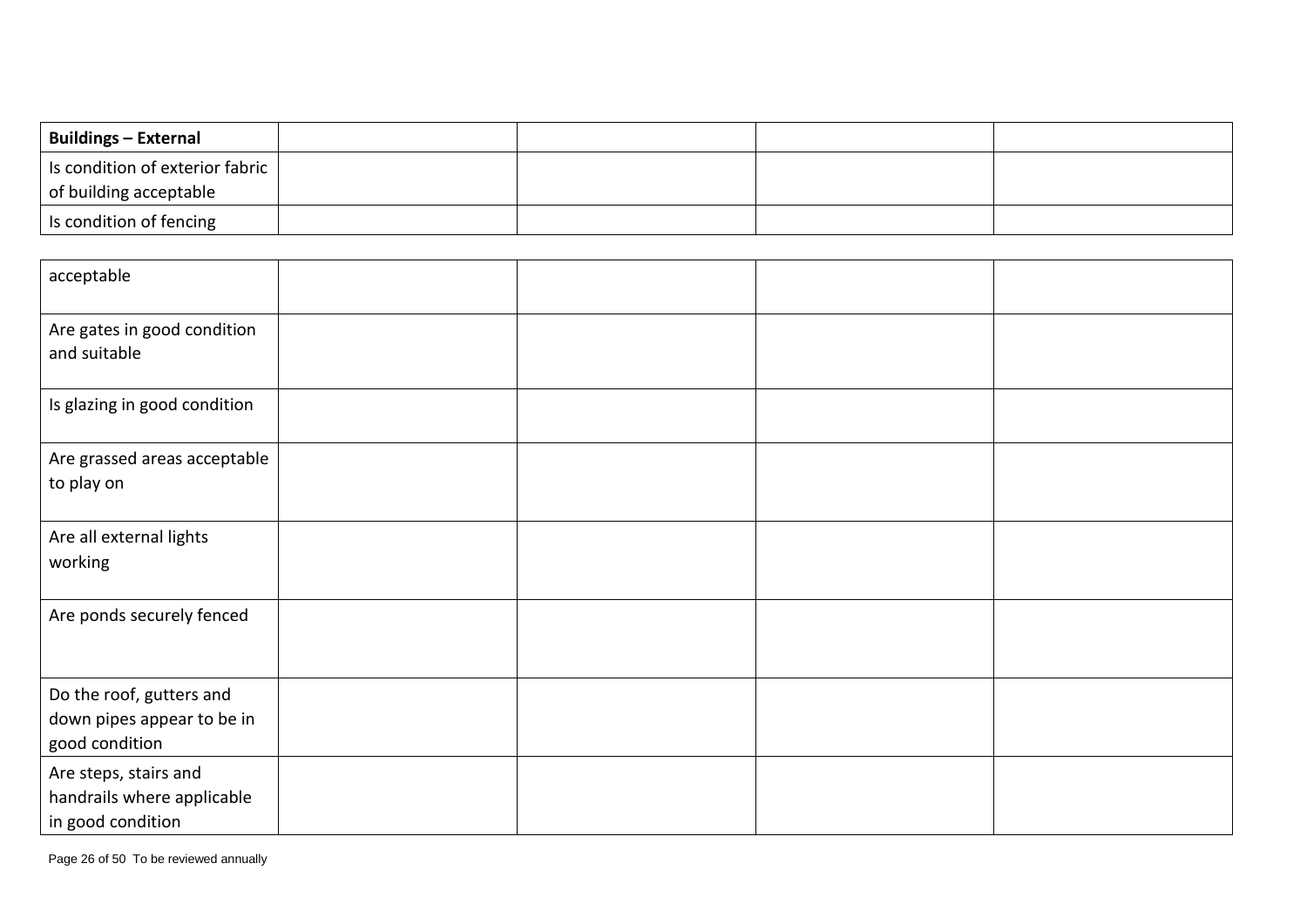| **Buildings – External** | | | | |
|---|---|---|---|---|
| Is condition of exterior fabric of building acceptable | | | | |
| Is condition of fencing acceptable | | | | |
| Are gates in good condition and suitable | | | | |
| Is glazing in good condition | | | | |
| Are grassed areas acceptable to play on | | | | |
| Are all external lights working | | | | |
| Are ponds securely fenced | | | | |
| Do the roof, gutters and down pipes appear to be in good condition | | | | |
| Are steps, stairs and handrails where applicable in good condition | | | | |

To be reviewed annually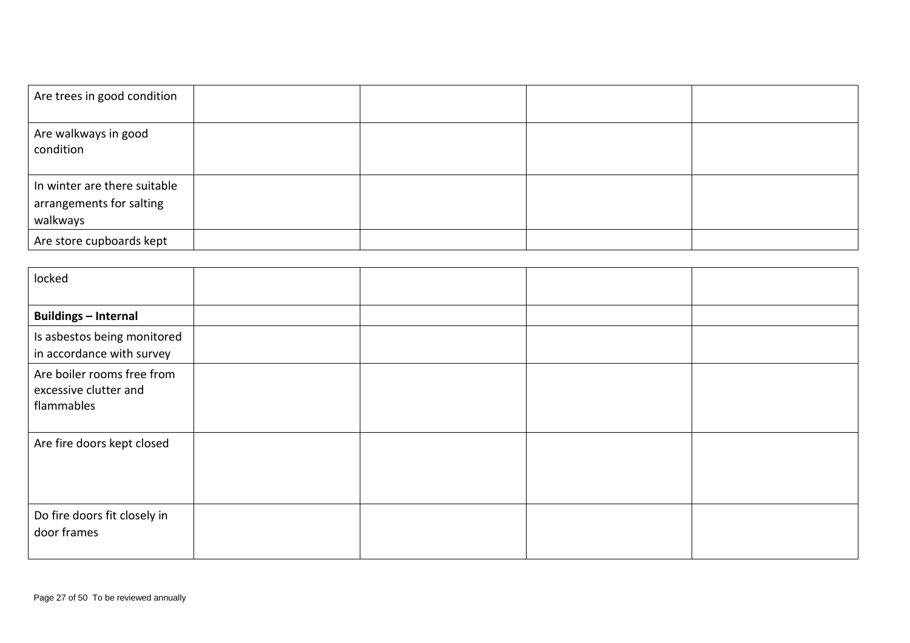| | | | | |
|---|---|---|---|---|
| Are trees in good condition | | | | |
| Are walkways in good condition | | | | |
| In winter are there suitable arrangements for salting walkways | | | | |
| Are store cupboards kept locked | | | | |
| **Buildings – Internal** | | | | |
| Is asbestos being monitored in accordance with survey | | | | |
| Are boiler rooms free from excessive clutter and flammables | | | | |
| Are fire doors kept closed | | | | |
| Do fire doors fit closely in door frames | | | | |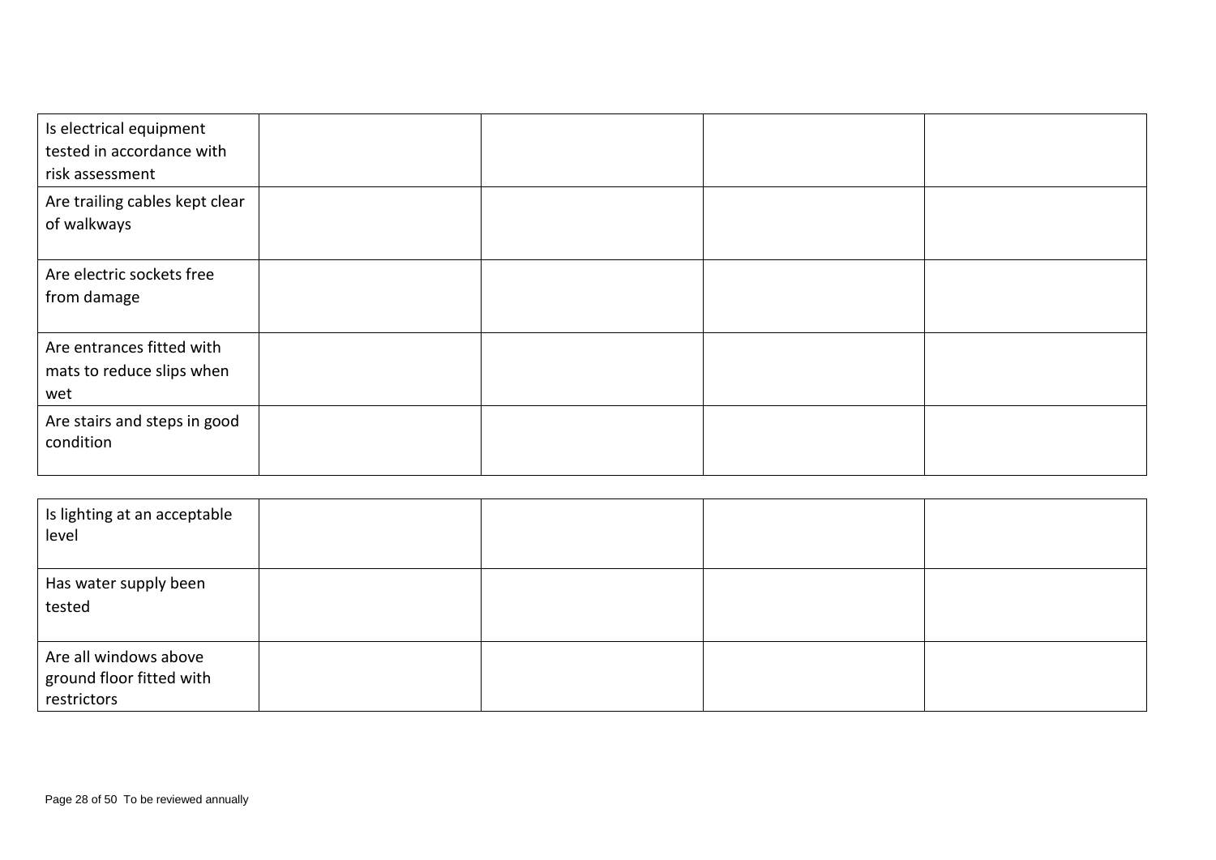| | | | | |
|---|---|---|---|---|
| Is electrical equipment tested in accordance with risk assessment | | | | |
| Are trailing cables kept clear of walkways | | | | |
| Are electric sockets free from damage | | | | |
| Are entrances fitted with mats to reduce slips when wet | | | | |
| Are stairs and steps in good condition | | | | |
| Is lighting at an acceptable level | | | | |
| Has water supply been tested | | | | |
| Are all windows above ground floor fitted with restrictors | | | | |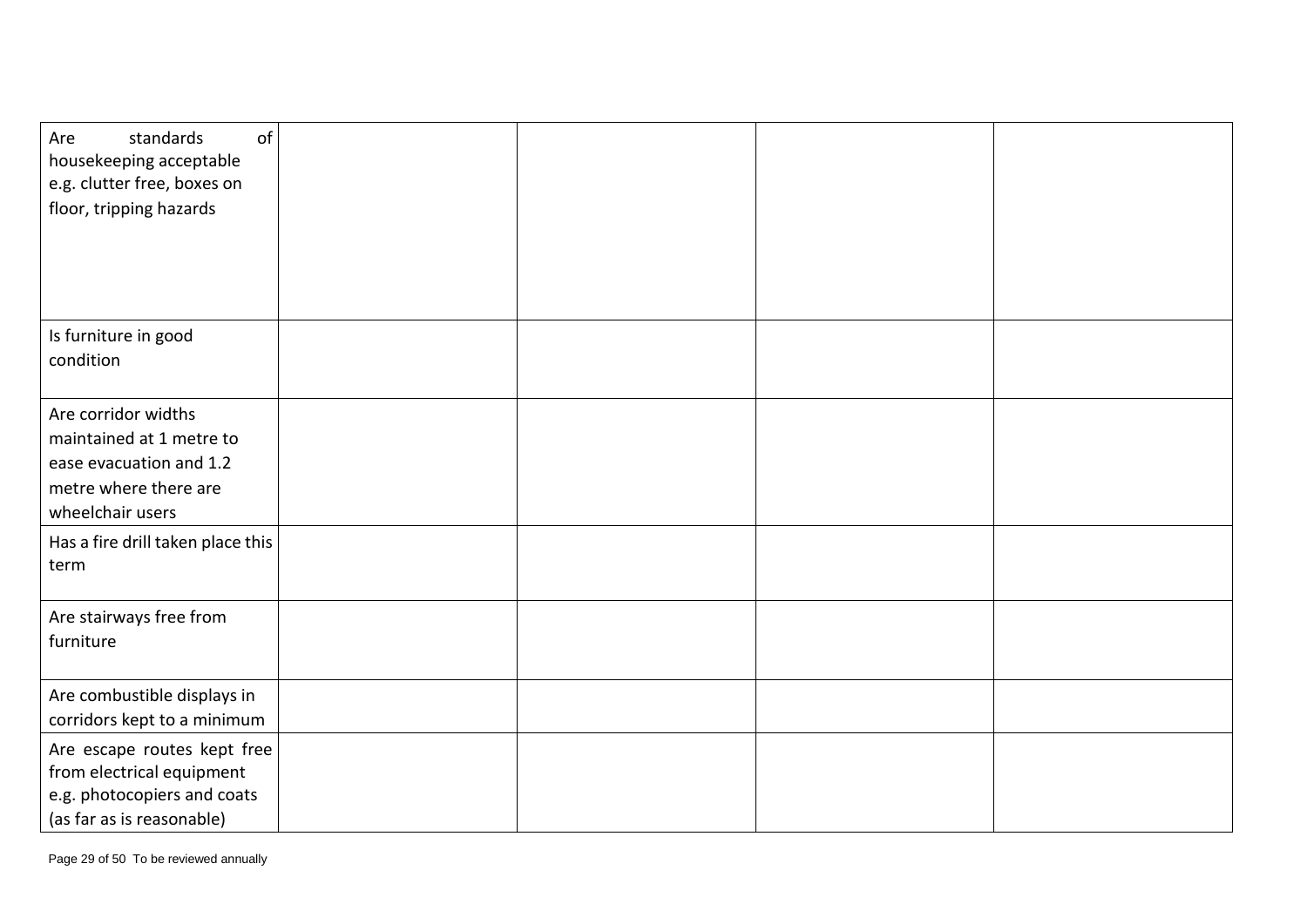| | | | | |
|---|---|---|---|---|
| Are standards of housekeeping acceptable e.g. clutter free, boxes on floor, tripping hazards | | | | |
| Is furniture in good condition | | | | |
| Are corridor widths maintained at 1 metre to ease evacuation and 1.2 metre where there are wheelchair users | | | | |
| Has a fire drill taken place this term | | | | |
| Are stairways free from furniture | | | | |
| Are combustible displays in corridors kept to a minimum | | | | |
| Are escape routes kept free from electrical equipment e.g. photocopiers and coats (as far as is reasonable) | | | | |

To be reviewed annually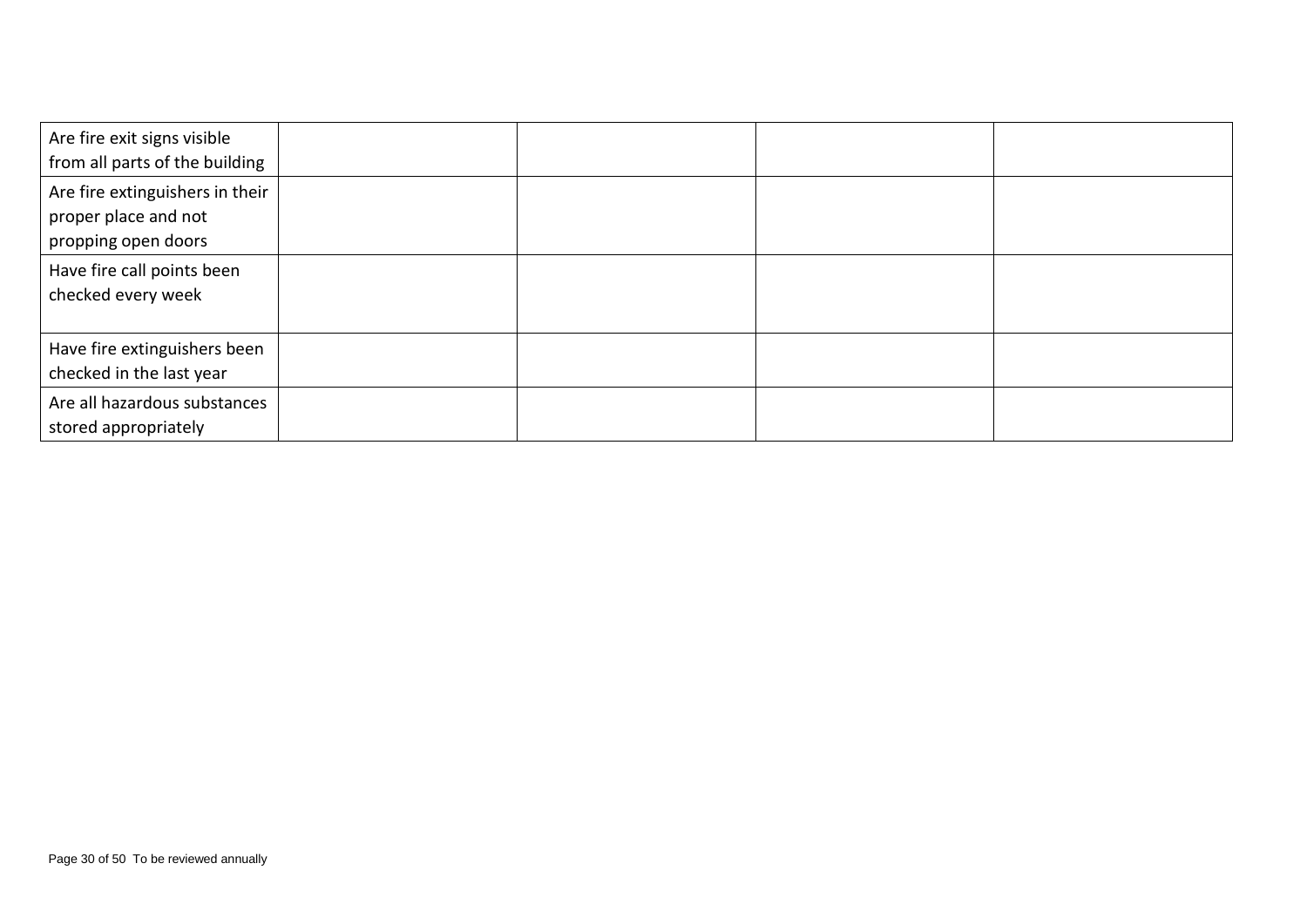| | | | | |
|---|---|---|---|---|
| Are fire exit signs visible from all parts of the building | | | | |
| Are fire extinguishers in their proper place and not propping open doors | | | | |
| Have fire call points been checked every week | | | | |
| Have fire extinguishers been checked in the last year | | | | |
| Are all hazardous substances stored appropriately | | | | |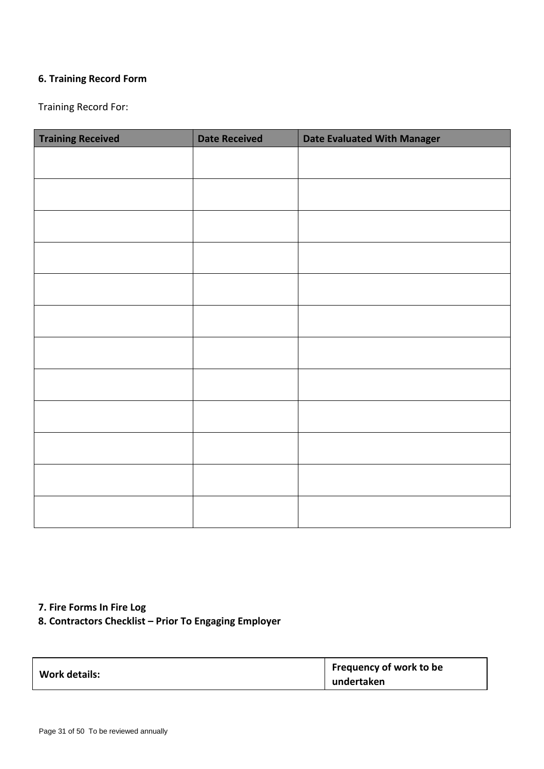### 6. Training Record Form

Training Record For:

| Training Received | Date Received | Date Evaluated With Manager |
|---|---|---|
| | | |
| | | |
| | | |
| | | |
| | | |
| | | |
| | | |
| | | |
| | | |
| | | |
| | | |
| | | |

### 7. Fire Forms In Fire Log

### 8. Contractors Checklist – Prior To Engaging Employer

| **Work details:** | **Frequency of work to be undertaken** |
|---|---|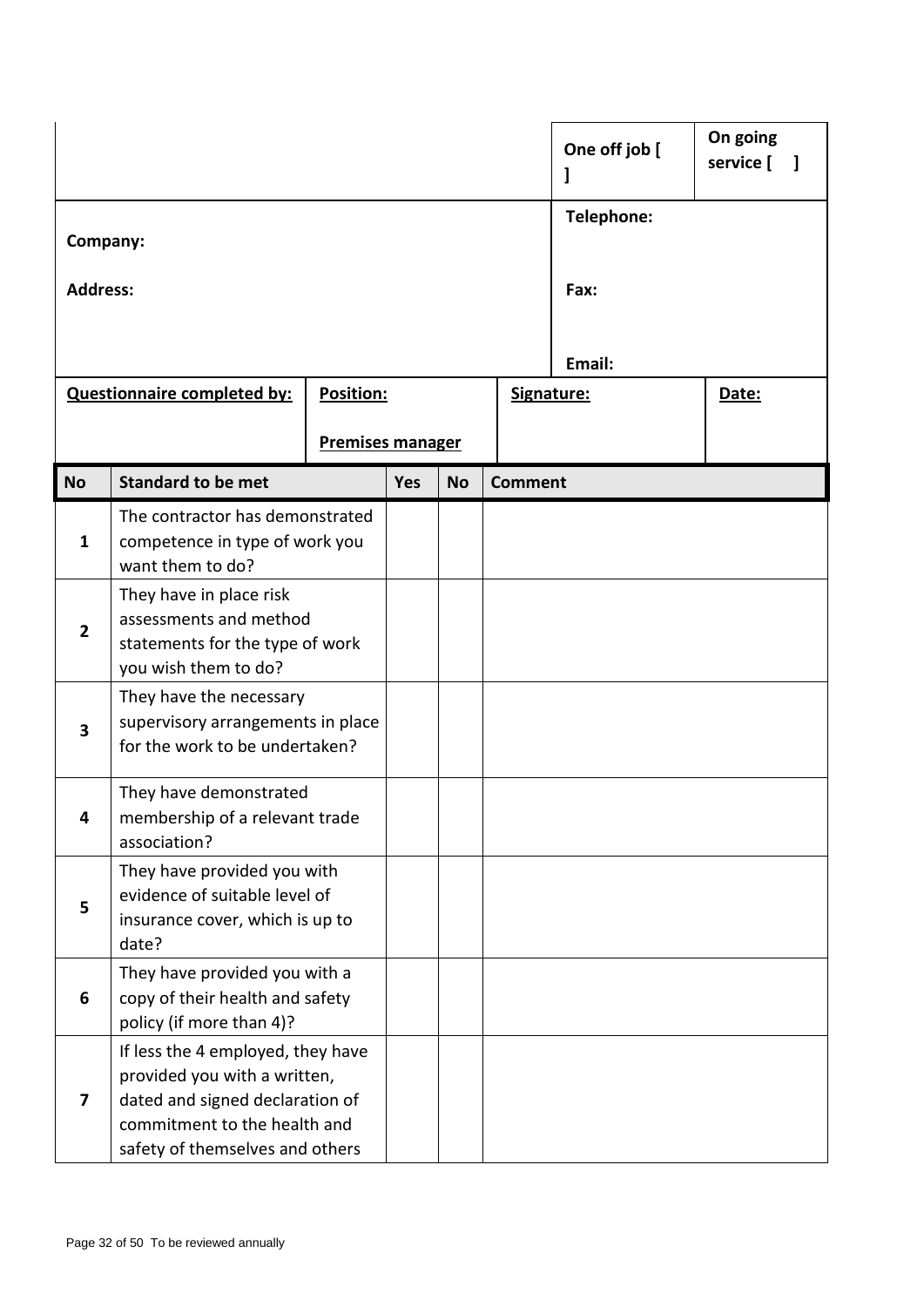| | One off job [ ] | On going service [ ] |
|---|---|---|
| **Company:**<br><br>**Address:** | **Telephone:**<br><br>**Fax:**<br><br>**Email:** | |

| **Questionnaire completed by:** | **Position:**<br><br>**Premises manager** | **Signature:** | **Date:** |
|---|---|---|---|
| | | | |

| No | Standard to be met | Yes | No | Comment |
|---|---|---|---|---|
| **1** | The contractor has demonstrated competence in type of work you want them to do? | | | |
| **2** | They have in place risk assessments and method statements for the type of work you wish them to do? | | | |
| **3** | They have the necessary supervisory arrangements in place for the work to be undertaken? | | | |
| **4** | They have demonstrated membership of a relevant trade association? | | | |
| **5** | They have provided you with evidence of suitable level of insurance cover, which is up to date? | | | |
| **6** | They have provided you with a copy of their health and safety policy (if more than 4)? | | | |
| **7** | If less the 4 employed, they have provided you with a written, dated and signed declaration of commitment to the health and safety of themselves and others | | | |

To be reviewed annually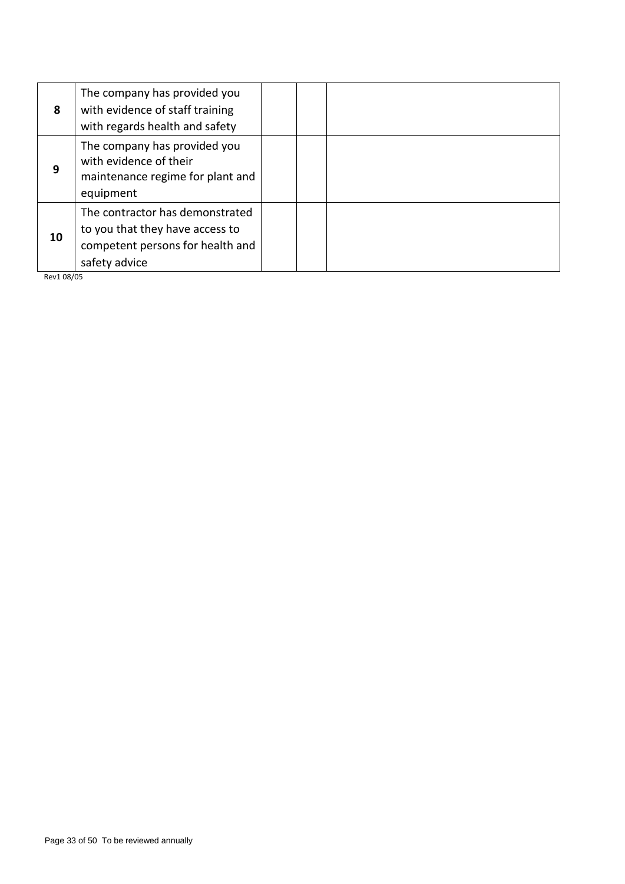| | | | | |
|---|---|---|---|---|
| **8** | The company has provided you with evidence of staff training with regards health and safety | | | |
| **9** | The company has provided you with evidence of their maintenance regime for plant and equipment | | | |
| **10** | The contractor has demonstrated to you that they have access to competent persons for health and safety advice | | | |

Rev1 08/05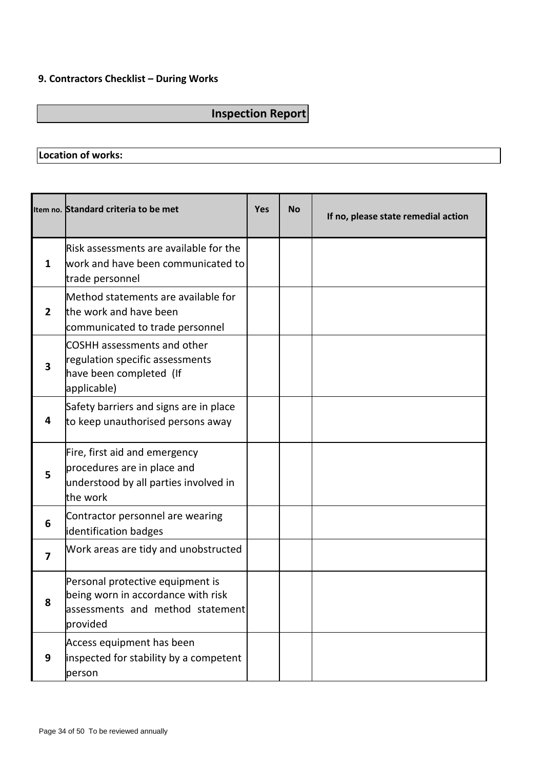**9. Contractors Checklist – During Works**

## Inspection Report

**Location of works:**

| Item no. | Standard criteria to be met | Yes | No | If no, please state remedial action |
|---|---|---|---|---|
| **1** | Risk assessments are available for the work and have been communicated to trade personnel | | | |
| **2** | Method statements are available for the work and have been communicated to trade personnel | | | |
| **3** | COSHH assessments and other regulation specific assessments have been completed (If applicable) | | | |
| **4** | Safety barriers and signs are in place to keep unauthorised persons away | | | |
| **5** | Fire, first aid and emergency procedures are in place and understood by all parties involved in the work | | | |
| **6** | Contractor personnel are wearing identification badges | | | |
| **7** | Work areas are tidy and unobstructed | | | |
| **8** | Personal protective equipment is being worn in accordance with risk assessments and method statement provided | | | |
| **9** | Access equipment has been inspected for stability by a competent person | | | |

To be reviewed annually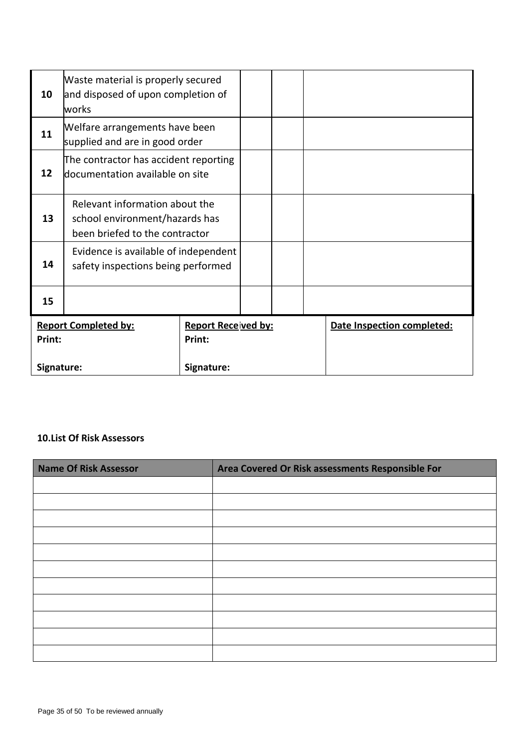| | | | | |
|---|---|---|---|---|
| **10** | Waste material is properly secured and disposed of upon completion of works | | | |
| **11** | Welfare arrangements have been supplied and are in good order | | | |
| **12** | The contractor has accident reporting documentation available on site | | | |
| **13** | Relevant information about the school environment/hazards has been briefed to the contractor | | | |
| **14** | Evidence is available of independent safety inspections being performed | | | |
| **15** | | | | |

| **Report Completed by:** | **Report Received by:** | **Date Inspection completed:** |
|---|---|---|
| **Print:**<br><br>**Signature:** | **Print:**<br><br>**Signature:** | |

**10.List Of Risk Assessors**

| Name Of Risk Assessor | Area Covered Or Risk assessments Responsible For |
|---|---|
| | |
| | |
| | |
| | |
| | |
| | |
| | |
| | |
| | |
| | |
| | |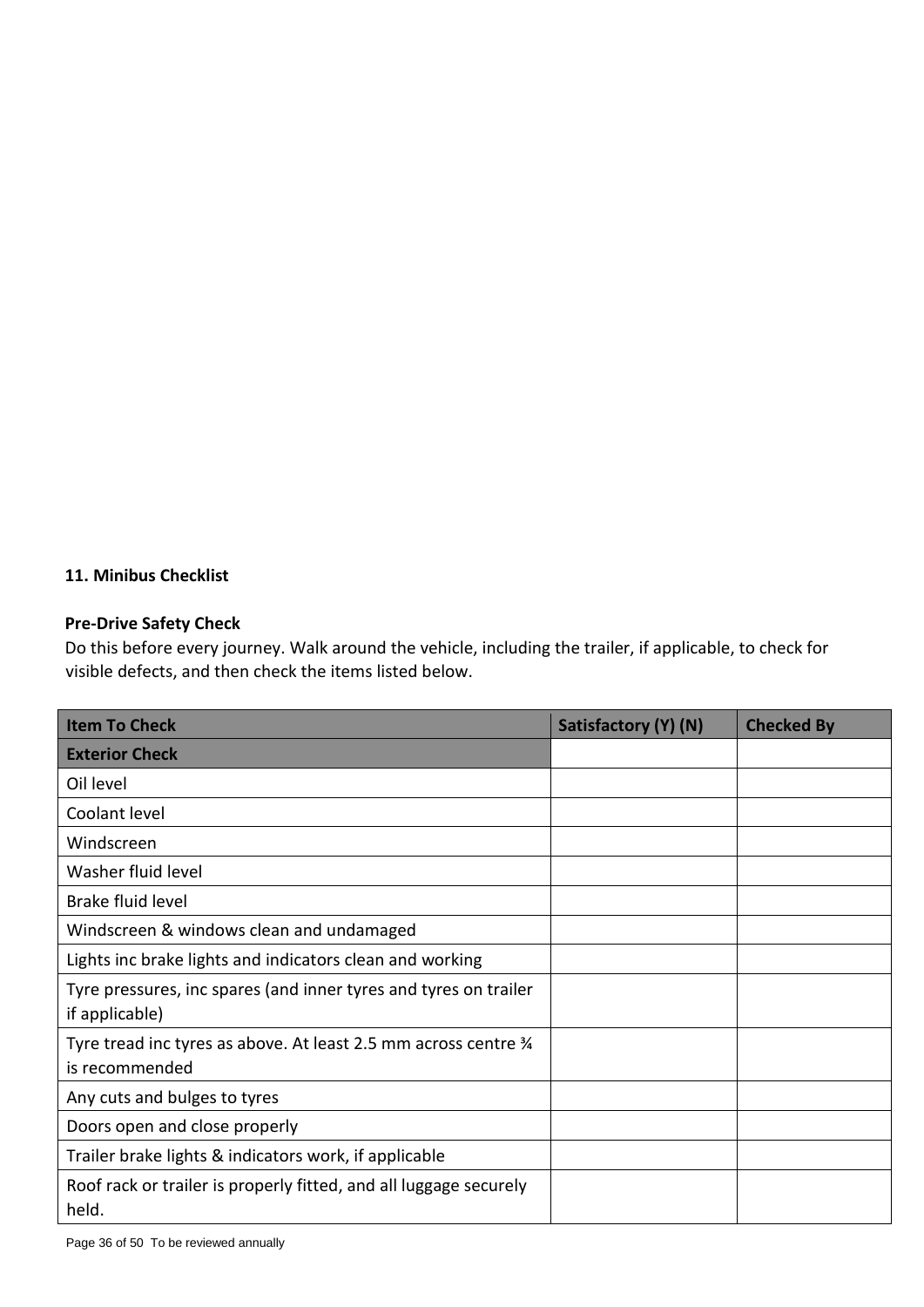**11. Minibus Checklist**

**Pre-Drive Safety Check**

Do this before every journey. Walk around the vehicle, including the trailer, if applicable, to check for visible defects, and then check the items listed below.

| Item To Check | Satisfactory (Y) (N) | Checked By |
|---|---|---|
| **Exterior Check** | | |
| Oil level | | |
| Coolant level | | |
| Windscreen | | |
| Washer fluid level | | |
| Brake fluid level | | |
| Windscreen & windows clean and undamaged | | |
| Lights inc brake lights and indicators clean and working | | |
| Tyre pressures, inc spares (and inner tyres and tyres on trailer if applicable) | | |
| Tyre tread inc tyres as above. At least 2.5 mm across centre ¾ is recommended | | |
| Any cuts and bulges to tyres | | |
| Doors open and close properly | | |
| Trailer brake lights & indicators work, if applicable | | |
| Roof rack or trailer is properly fitted, and all luggage securely held. | | |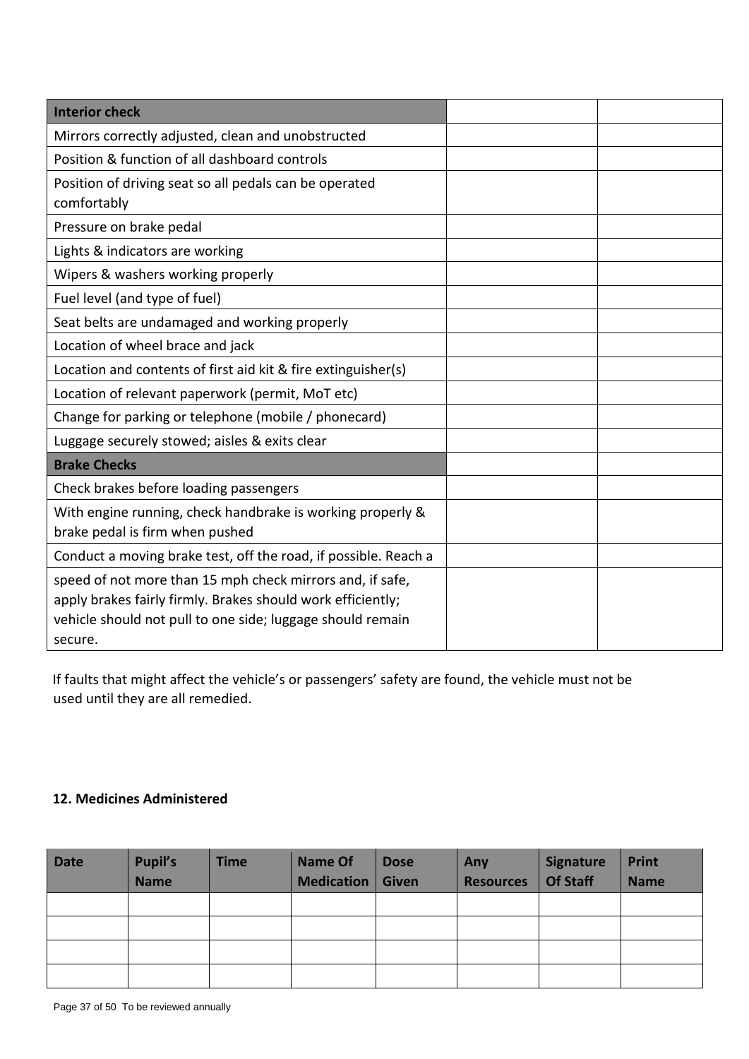| Interior check | | |
|---|---|---|
| Mirrors correctly adjusted, clean and unobstructed | | |
| Position & function of all dashboard controls | | |
| Position of driving seat so all pedals can be operated comfortably | | |
| Pressure on brake pedal | | |
| Lights & indicators are working | | |
| Wipers & washers working properly | | |
| Fuel level (and type of fuel) | | |
| Seat belts are undamaged and working properly | | |
| Location of wheel brace and jack | | |
| Location and contents of first aid kit & fire extinguisher(s) | | |
| Location of relevant paperwork (permit, MoT etc) | | |
| Change for parking or telephone (mobile / phonecard) | | |
| Luggage securely stowed; aisles & exits clear | | |
| **Brake Checks** | | |
| Check brakes before loading passengers | | |
| With engine running, check handbrake is working properly & brake pedal is firm when pushed | | |
| Conduct a moving brake test, off the road, if possible. Reach a | | |
| speed of not more than 15 mph check mirrors and, if safe, apply brakes fairly firmly. Brakes should work efficiently; vehicle should not pull to one side; luggage should remain secure. | | |

If faults that might affect the vehicle's or passengers' safety are found, the vehicle must not be used until they are all remedied.

**12. Medicines Administered**

| Date | Pupil's Name | Time | Name Of Medication | Dose Given | Any Resources | Signature Of Staff | Print Name |
|---|---|---|---|---|---|---|---|
| | | | | | | | |
| | | | | | | | |
| | | | | | | | |
| | | | | | | | |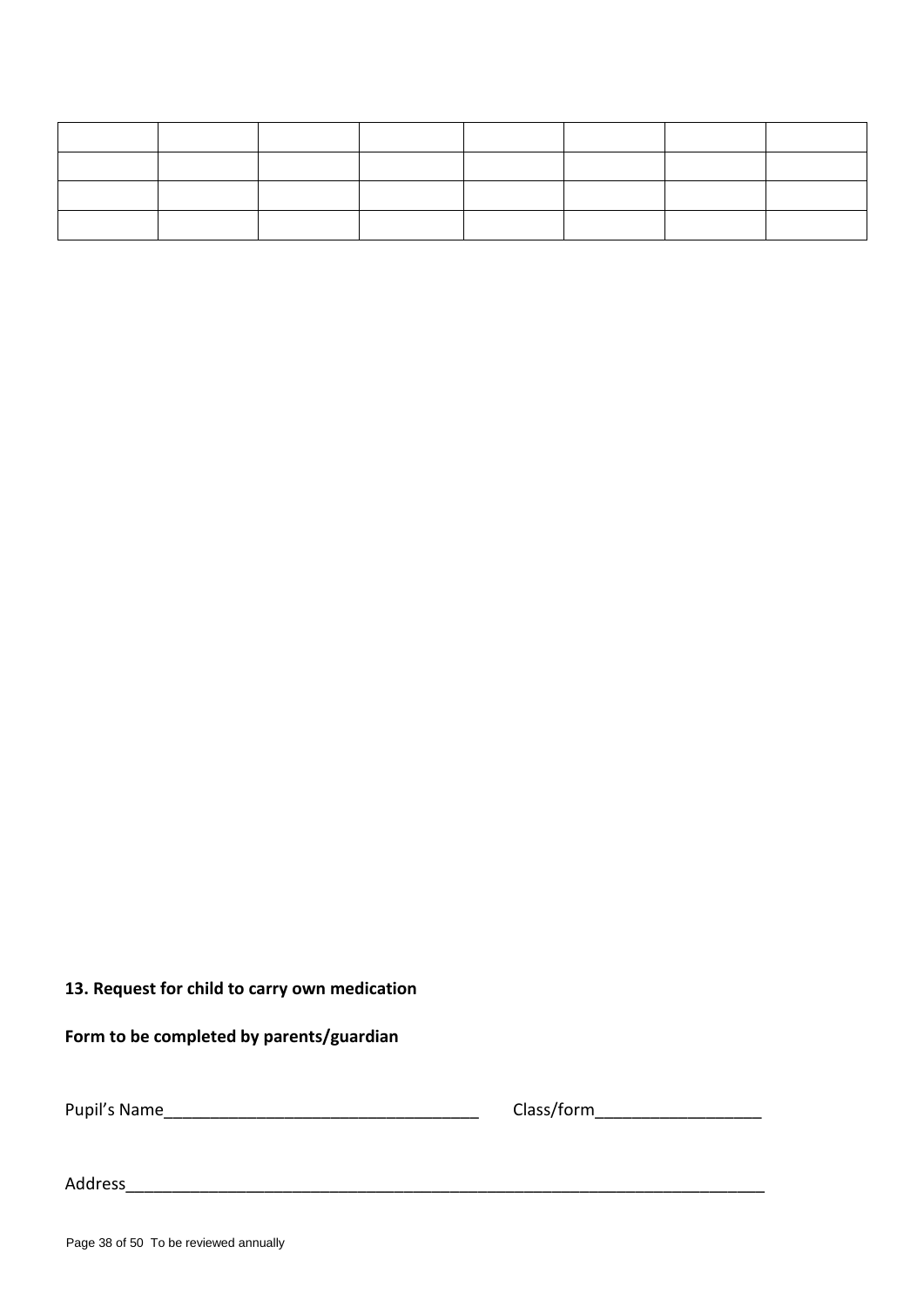| | | | | | | | |
|---|---|---|---|---|---|---|---|
| | | | | | | | |
| | | | | | | | |
| | | | | | | | |

**13. Request for child to carry own medication**

**Form to be completed by parents/guardian**

Pupil's Name___________________________________ Class/form__________________

Address__________________________________________________________________________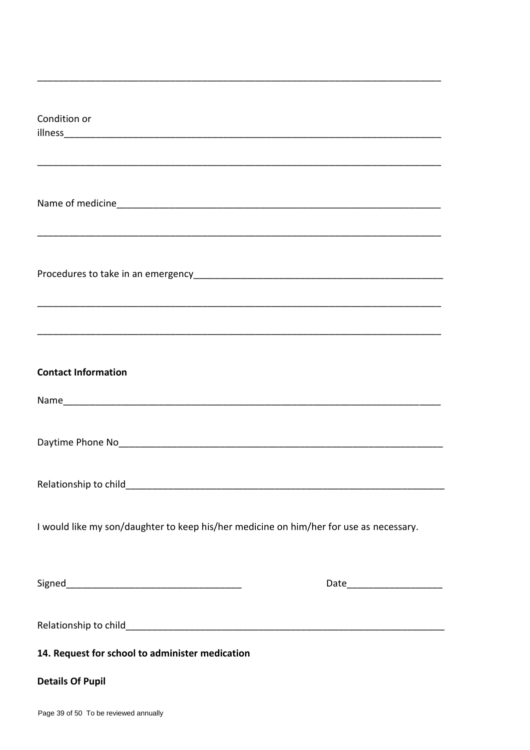\_\_\_\_\_\_\_\_\_\_\_\_\_\_\_\_\_\_\_\_\_\_\_\_\_\_\_\_\_\_\_\_\_\_\_\_\_\_\_\_\_\_\_\_\_\_\_\_\_\_\_\_\_\_\_\_\_\_\_\_\_\_\_\_\_\_\_\_\_\_\_\_\_\_\_\_

Condition or illness\_\_\_\_\_\_\_\_\_\_\_\_\_\_\_\_\_\_\_\_\_\_\_\_\_\_\_\_\_\_\_\_\_\_\_\_\_\_\_\_\_\_\_\_\_\_\_\_\_\_\_\_\_\_\_\_\_\_\_\_\_\_\_\_\_\_\_

\_\_\_\_\_\_\_\_\_\_\_\_\_\_\_\_\_\_\_\_\_\_\_\_\_\_\_\_\_\_\_\_\_\_\_\_\_\_\_\_\_\_\_\_\_\_\_\_\_\_\_\_\_\_\_\_\_\_\_\_\_\_\_\_\_\_\_\_\_\_\_\_\_\_\_\_

Name of medicine\_\_\_\_\_\_\_\_\_\_\_\_\_\_\_\_\_\_\_\_\_\_\_\_\_\_\_\_\_\_\_\_\_\_\_\_\_\_\_\_\_\_\_\_\_\_\_\_\_\_\_\_\_\_\_\_\_\_\_\_\_\_

\_\_\_\_\_\_\_\_\_\_\_\_\_\_\_\_\_\_\_\_\_\_\_\_\_\_\_\_\_\_\_\_\_\_\_\_\_\_\_\_\_\_\_\_\_\_\_\_\_\_\_\_\_\_\_\_\_\_\_\_\_\_\_\_\_\_\_\_\_\_\_\_\_\_\_\_

Procedures to take in an emergency\_\_\_\_\_\_\_\_\_\_\_\_\_\_\_\_\_\_\_\_\_\_\_\_\_\_\_\_\_\_\_\_\_\_\_\_\_\_\_\_\_\_\_\_\_\_\_\_

\_\_\_\_\_\_\_\_\_\_\_\_\_\_\_\_\_\_\_\_\_\_\_\_\_\_\_\_\_\_\_\_\_\_\_\_\_\_\_\_\_\_\_\_\_\_\_\_\_\_\_\_\_\_\_\_\_\_\_\_\_\_\_\_\_\_\_\_\_\_\_\_\_\_\_\_

\_\_\_\_\_\_\_\_\_\_\_\_\_\_\_\_\_\_\_\_\_\_\_\_\_\_\_\_\_\_\_\_\_\_\_\_\_\_\_\_\_\_\_\_\_\_\_\_\_\_\_\_\_\_\_\_\_\_\_\_\_\_\_\_\_\_\_\_\_\_\_\_\_\_\_\_

**Contact Information**

Name\_\_\_\_\_\_\_\_\_\_\_\_\_\_\_\_\_\_\_\_\_\_\_\_\_\_\_\_\_\_\_\_\_\_\_\_\_\_\_\_\_\_\_\_\_\_\_\_\_\_\_\_\_\_\_\_\_\_\_\_\_\_\_\_\_\_\_\_\_\_

Daytime Phone No\_\_\_\_\_\_\_\_\_\_\_\_\_\_\_\_\_\_\_\_\_\_\_\_\_\_\_\_\_\_\_\_\_\_\_\_\_\_\_\_\_\_\_\_\_\_\_\_\_\_\_\_\_\_\_\_\_\_\_\_\_\_

Relationship to child\_\_\_\_\_\_\_\_\_\_\_\_\_\_\_\_\_\_\_\_\_\_\_\_\_\_\_\_\_\_\_\_\_\_\_\_\_\_\_\_\_\_\_\_\_\_\_\_\_\_\_\_\_\_\_\_\_\_\_\_\_

I would like my son/daughter to keep his/her medicine on him/her for use as necessary.

Signed\_\_\_\_\_\_\_\_\_\_\_\_\_\_\_\_\_\_\_\_\_\_\_\_\_\_\_\_\_\_\_\_\_\_ Date\_\_\_\_\_\_\_\_\_\_\_\_\_\_\_\_\_\_

Relationship to child\_\_\_\_\_\_\_\_\_\_\_\_\_\_\_\_\_\_\_\_\_\_\_\_\_\_\_\_\_\_\_\_\_\_\_\_\_\_\_\_\_\_\_\_\_\_\_\_\_\_\_\_\_\_\_\_\_\_\_\_\_

## 14. Request for school to administer medication

**Details Of Pupil**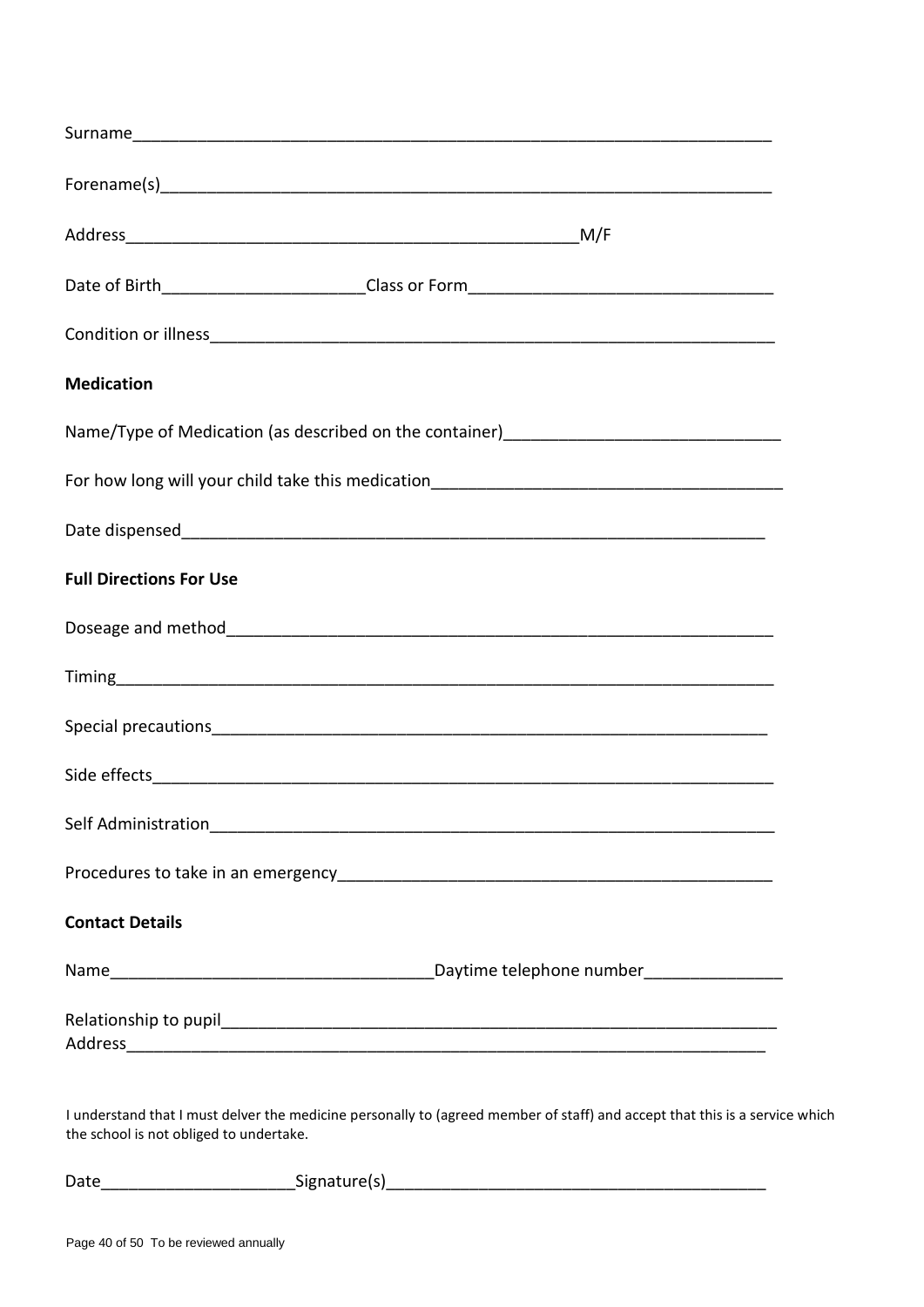Surname_______________________________________________________________________

Forename(s)____________________________________________________________________

Address__________________________________________________M/F

Date of Birth______________________Class or Form_________________________________

Condition or illness______________________________________________________________

**Medication**

Name/Type of Medication (as described on the container)______________________________

For how long will your child take this medication______________________________________

Date dispensed_______________________________________________________________

**Full Directions For Use**

Doseage and method___________________________________________________________

Timing______________________________________________________________________

Special precautions____________________________________________________________

Side effects__________________________________________________________________

Self Administration____________________________________________________________

Procedures to take in an emergency_______________________________________________

**Contact Details**

Name___________________________________Daytime telephone number_______________

Relationship to pupil___________________________________________________________
Address______________________________________________________________________

I understand that I must delver the medicine personally to (agreed member of staff) and accept that this is a service which the school is not obliged to undertake.

Date_____________________Signature(s)_________________________________________

To be reviewed annually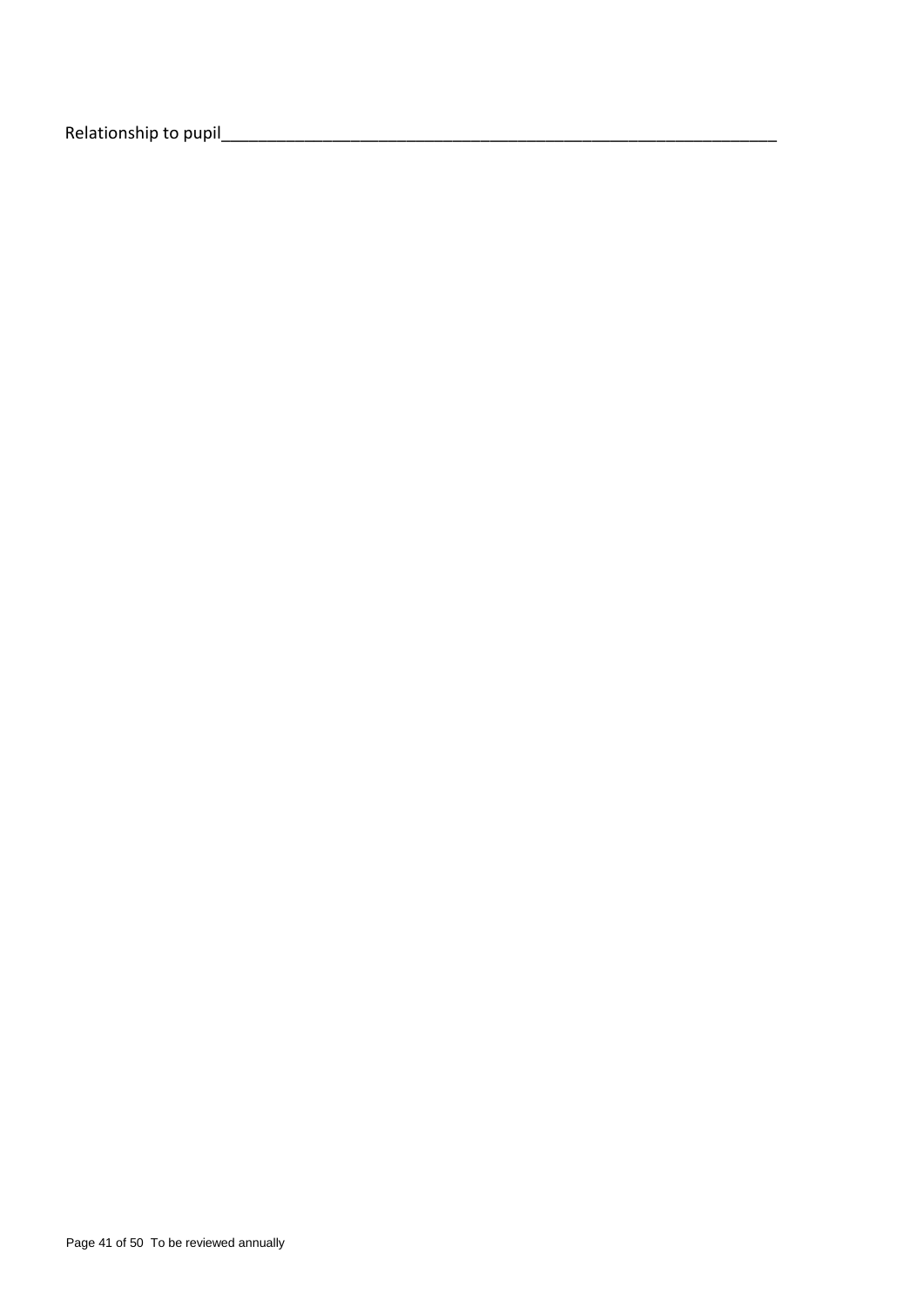Relationship to pupil_____________________________________________________________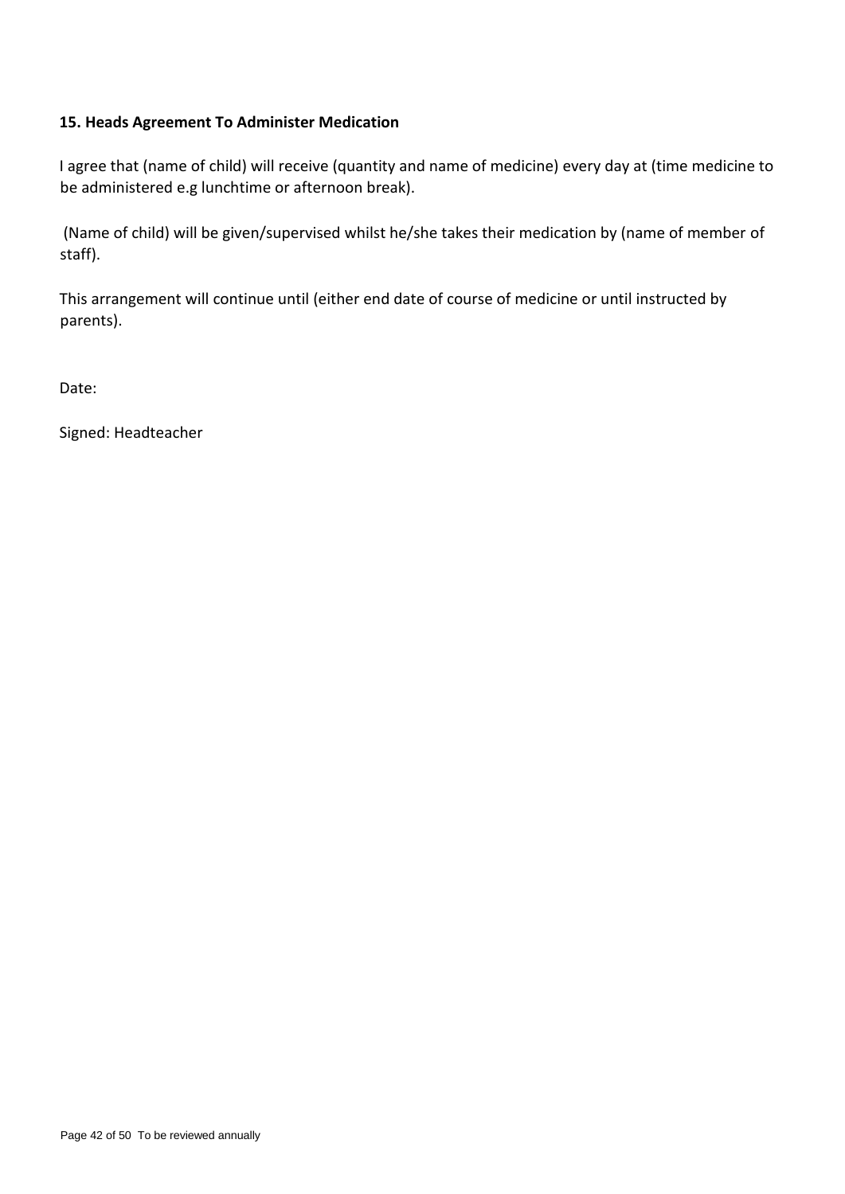### 15. Heads Agreement To Administer Medication

I agree that (name of child) will receive (quantity and name of medicine) every day at (time medicine to be administered e.g lunchtime or afternoon break).

(Name of child) will be given/supervised whilst he/she takes their medication by (name of member of staff).

This arrangement will continue until (either end date of course of medicine or until instructed by parents).

Date:

Signed: Headteacher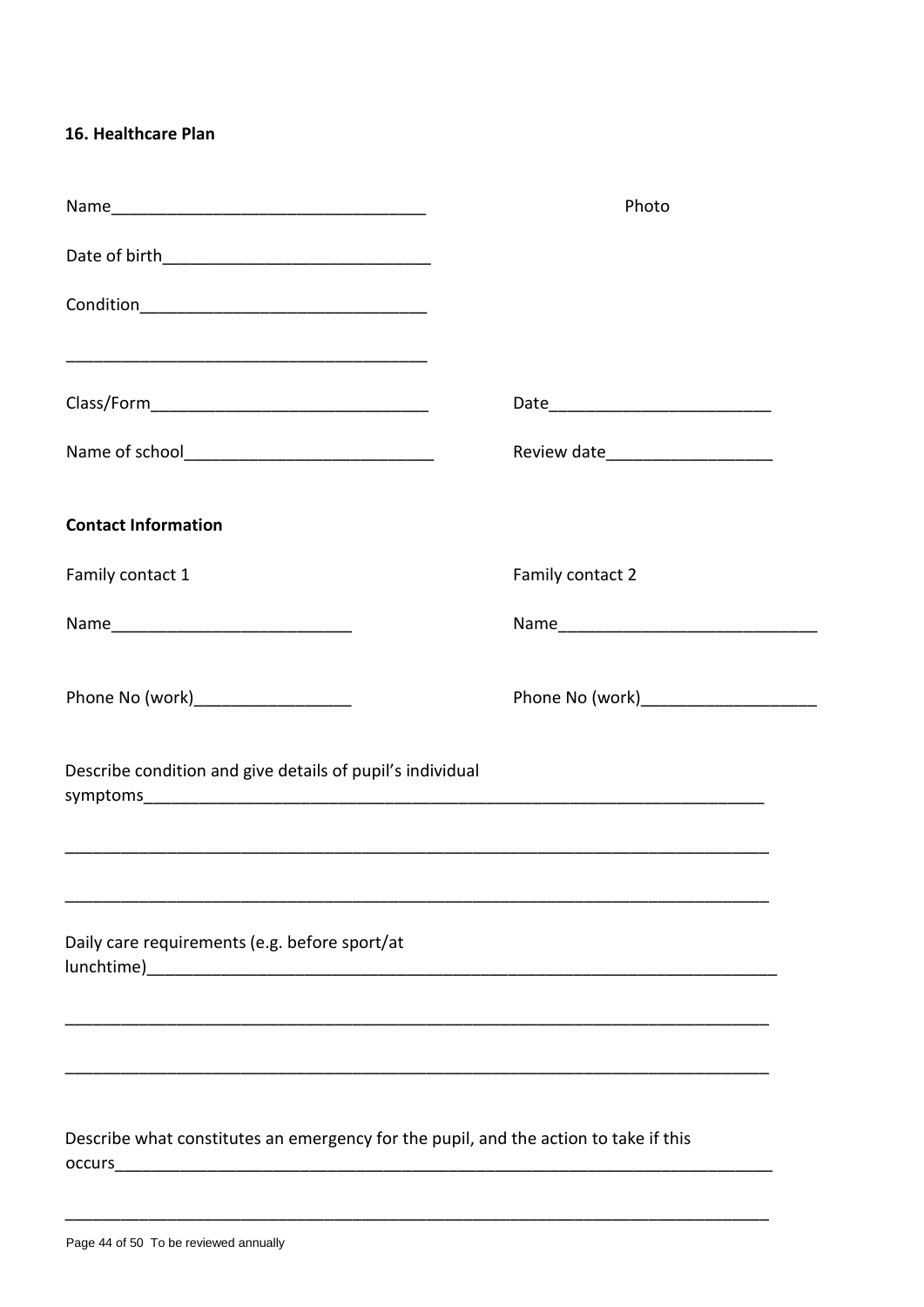### 16. Healthcare Plan

Name_________________________________ Photo

Date of birth_____________________________

Condition______________________________

_______________________________________

Class/Form______________________________ Date________________________

Name of school___________________________ Review date__________________

**Contact Information**

Family contact 1

Name__________________________

Phone No (work)_________________

Family contact 2

Name____________________________

Phone No (work)___________________

Describe condition and give details of pupil's individual symptoms__________________________________________________________________

___________________________________________________________________________

___________________________________________________________________________

Daily care requirements (e.g. before sport/at lunchtime)_________________________________________________________________

___________________________________________________________________________

___________________________________________________________________________

Describe what constitutes an emergency for the pupil, and the action to take if this occurs___________________________________________________________________________

___________________________________________________________________________

To be reviewed annually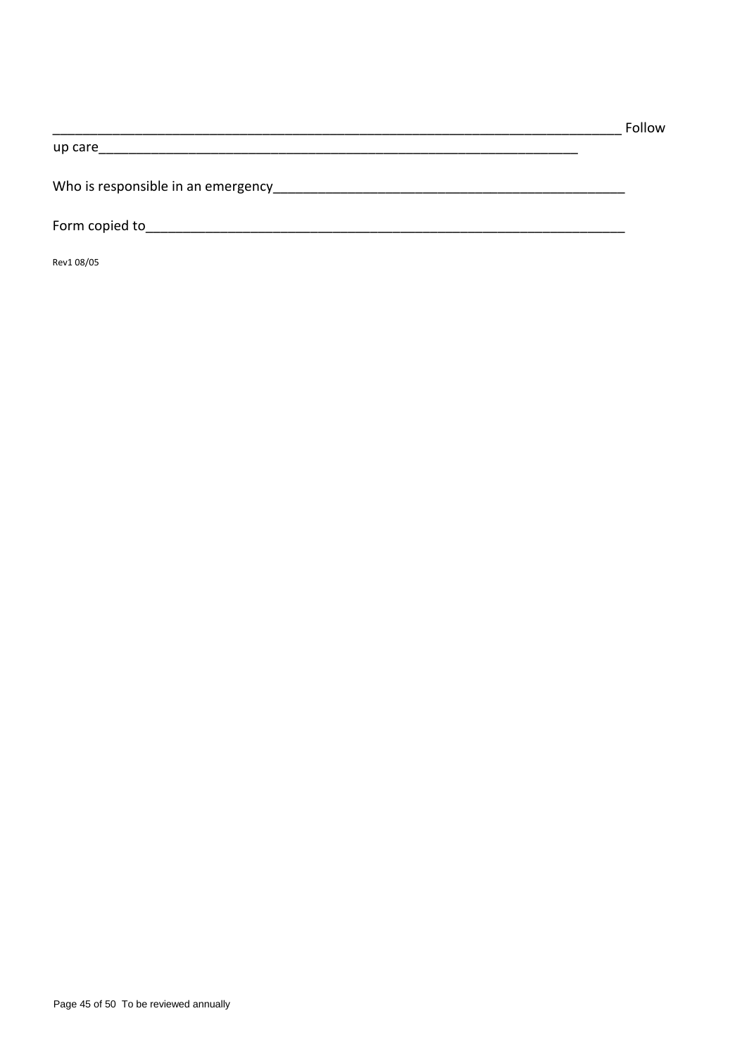_____________________________________________________________________________ Follow up care______________________________________________________________

Who is responsible in an emergency_____________________________________________

Form copied to______________________________________________________________

Rev1 08/05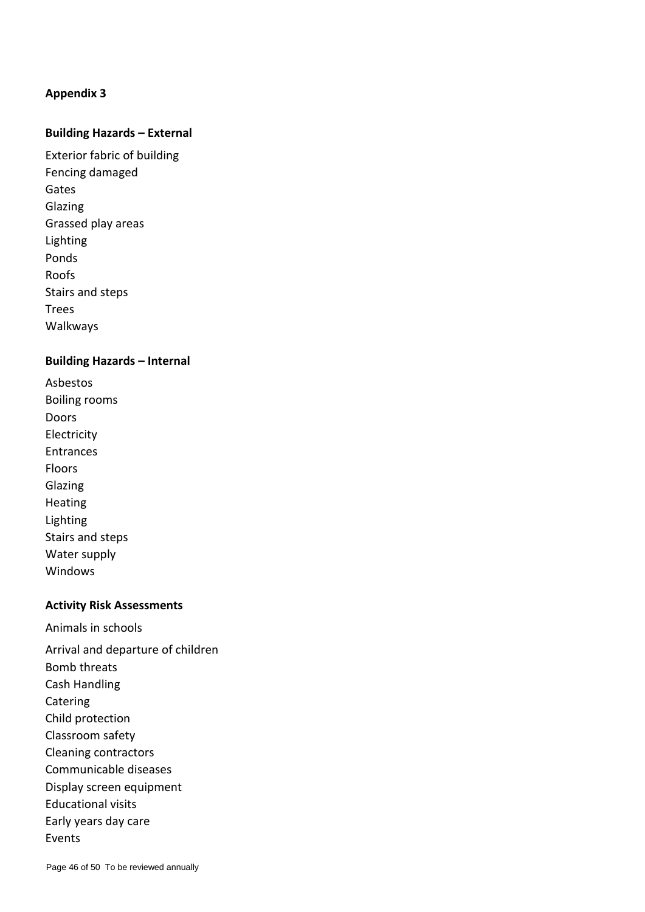## Appendix 3

### Building Hazards – External

Exterior fabric of building
Fencing damaged
Gates
Glazing
Grassed play areas
Lighting
Ponds
Roofs
Stairs and steps
Trees
Walkways

### Building Hazards – Internal

Asbestos
Boiling rooms
Doors
Electricity
Entrances
Floors
Glazing
Heating
Lighting
Stairs and steps
Water supply
Windows

### Activity Risk Assessments

Animals in schools

Arrival and departure of children
Bomb threats
Cash Handling
Catering
Child protection
Classroom safety
Cleaning contractors
Communicable diseases
Display screen equipment
Educational visits
Early years day care
Events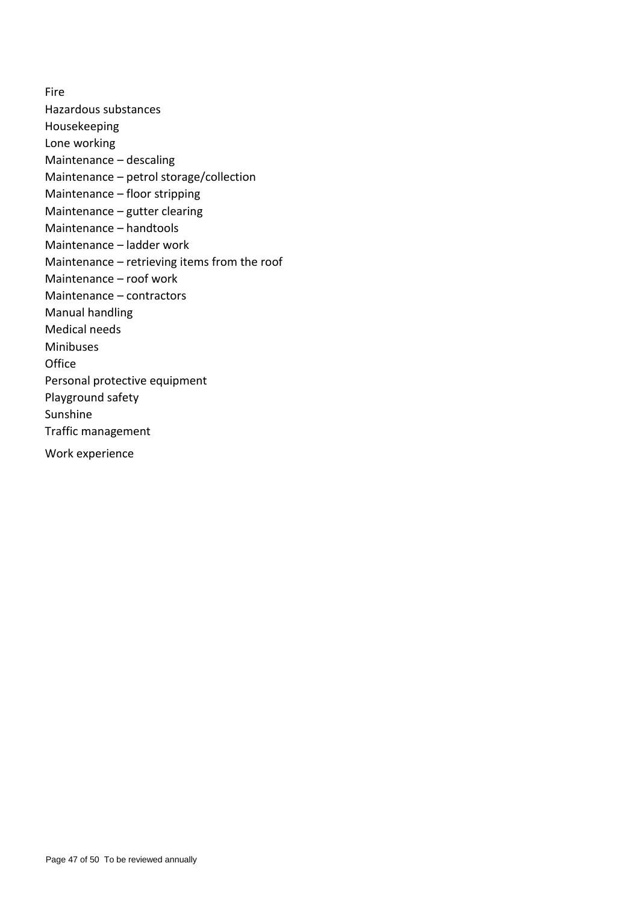Fire

Hazardous substances

Housekeeping

Lone working

Maintenance – descaling

Maintenance – petrol storage/collection

Maintenance – floor stripping

Maintenance – gutter clearing

Maintenance – handtools

Maintenance – ladder work

Maintenance – retrieving items from the roof

Maintenance – roof work

Maintenance – contractors

Manual handling

Medical needs

Minibuses

Office

Personal protective equipment

Playground safety

Sunshine

Traffic management

Work experience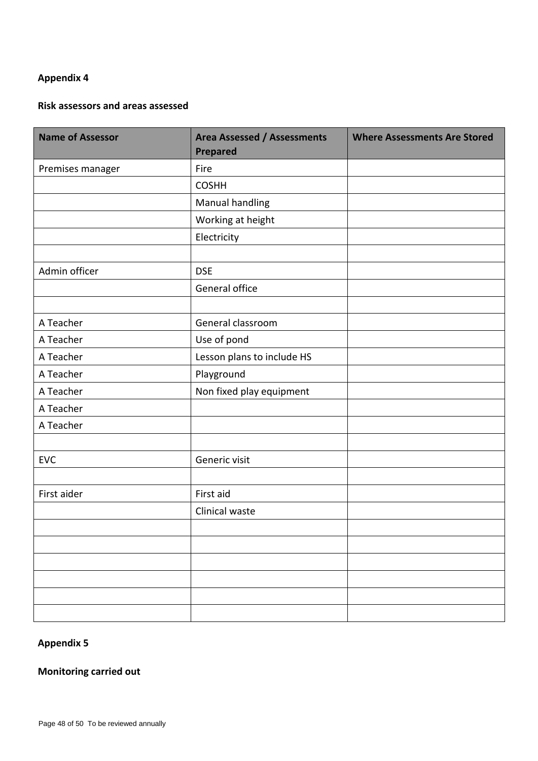**Appendix 4**

**Risk assessors and areas assessed**

| Name of Assessor | Area Assessed / Assessments Prepared | Where Assessments Are Stored |
|---|---|---|
| Premises manager | Fire | |
| | COSHH | |
| | Manual handling | |
| | Working at height | |
| | Electricity | |
| | | |
| Admin officer | DSE | |
| | General office | |
| | | |
| A Teacher | General classroom | |
| A Teacher | Use of pond | |
| A Teacher | Lesson plans to include HS | |
| A Teacher | Playground | |
| A Teacher | Non fixed play equipment | |
| A Teacher | | |
| A Teacher | | |
| | | |
| EVC | Generic visit | |
| | | |
| First aider | First aid | |
| | Clinical waste | |
| | | |
| | | |
| | | |
| | | |
| | | |
| | | |

**Appendix 5**

**Monitoring carried out**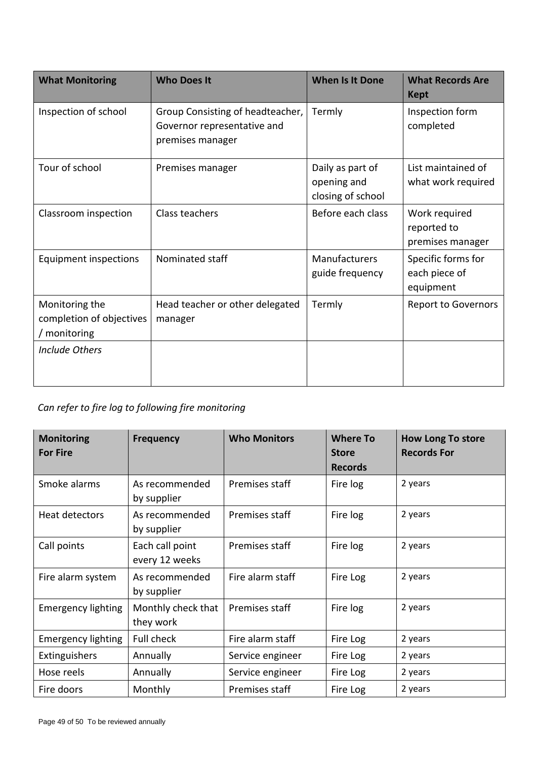| What Monitoring | Who Does It | When Is It Done | What Records Are Kept |
|---|---|---|---|
| Inspection of school | Group Consisting of headteacher, Governor representative and premises manager | Termly | Inspection form completed |
| Tour of school | Premises manager | Daily as part of opening and closing of school | List maintained of what work required |
| Classroom inspection | Class teachers | Before each class | Work required reported to premises manager |
| Equipment inspections | Nominated staff | Manufacturers guide frequency | Specific forms for each piece of equipment |
| Monitoring the completion of objectives / monitoring | Head teacher or other delegated manager | Termly | Report to Governors |
| *Include Others* | | | |

*Can refer to fire log to following fire monitoring*

| Monitoring For Fire | Frequency | Who Monitors | Where To Store Records | How Long To store Records For |
|---|---|---|---|---|
| Smoke alarms | As recommended by supplier | Premises staff | Fire log | 2 years |
| Heat detectors | As recommended by supplier | Premises staff | Fire log | 2 years |
| Call points | Each call point every 12 weeks | Premises staff | Fire log | 2 years |
| Fire alarm system | As recommended by supplier | Fire alarm staff | Fire Log | 2 years |
| Emergency lighting | Monthly check that they work | Premises staff | Fire log | 2 years |
| Emergency lighting | Full check | Fire alarm staff | Fire Log | 2 years |
| Extinguishers | Annually | Service engineer | Fire Log | 2 years |
| Hose reels | Annually | Service engineer | Fire Log | 2 years |
| Fire doors | Monthly | Premises staff | Fire Log | 2 years |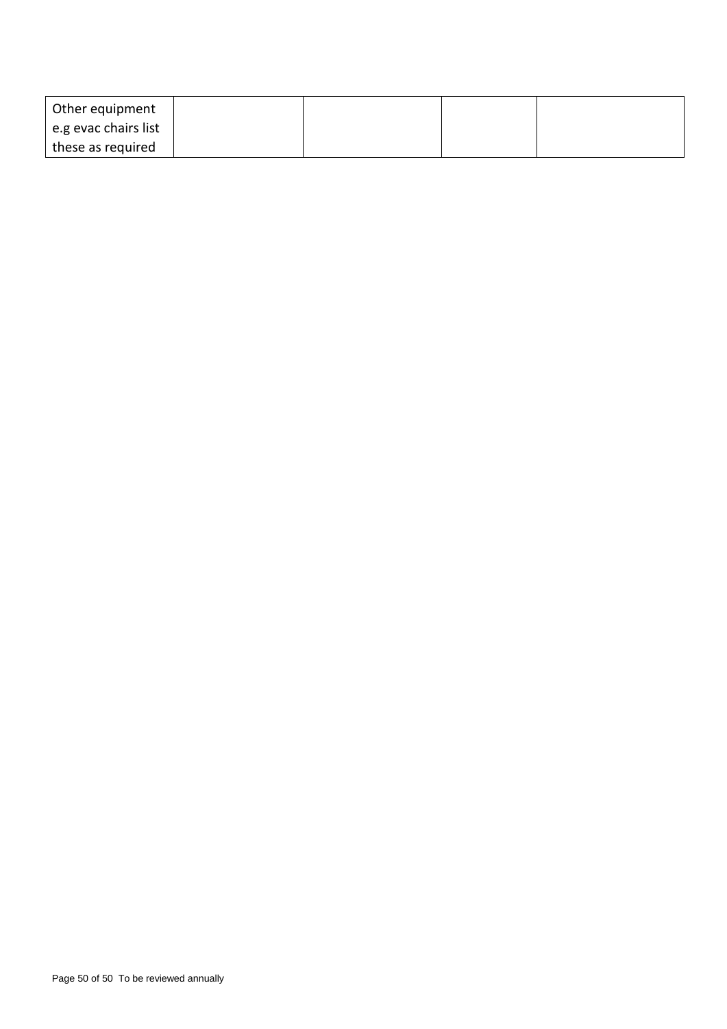| | | | | |
|---|---|---|---|---|
| Other equipment e.g evac chairs list these as required | | | | |